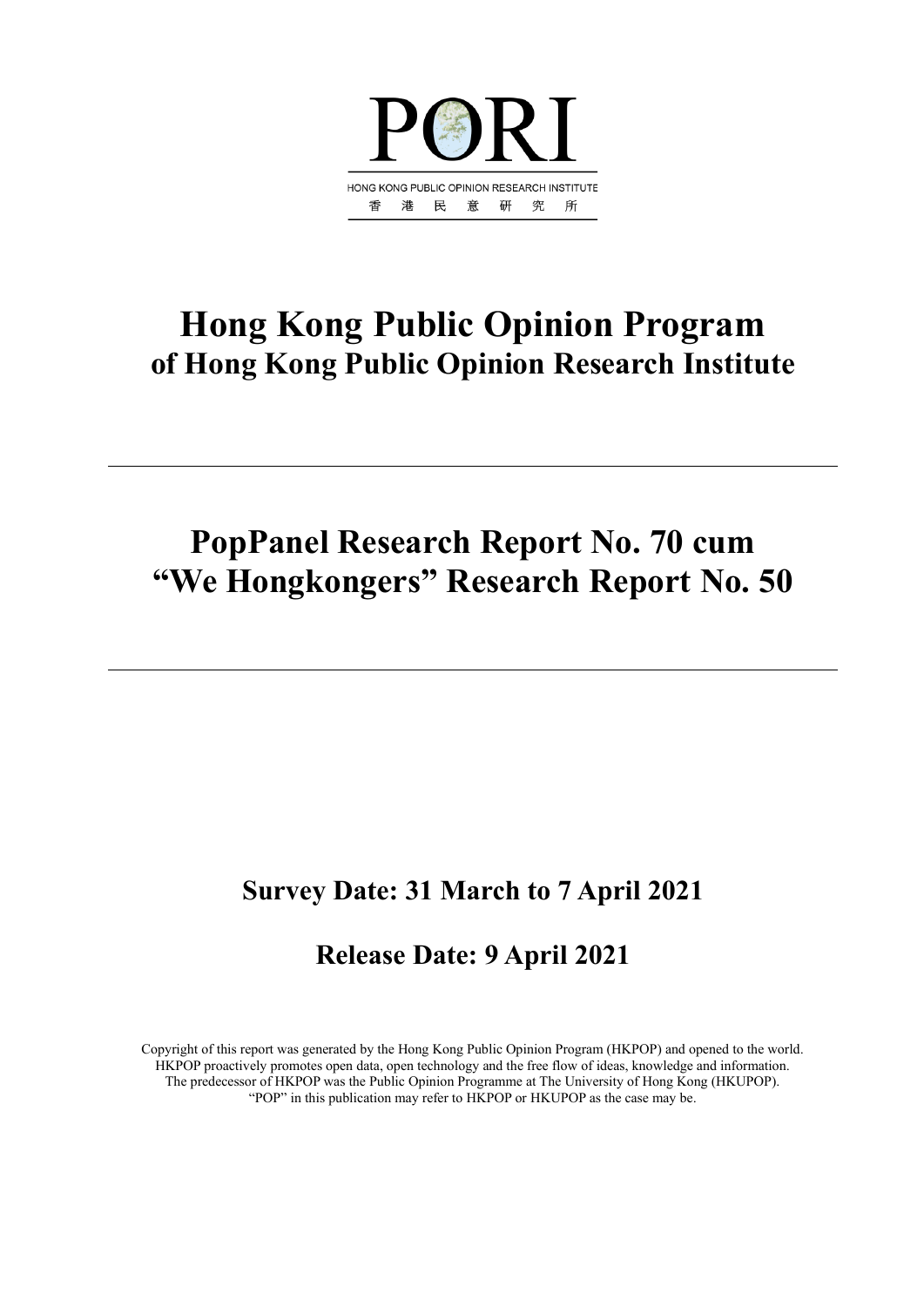PORI

HONG KONG PUBLIC OPINION RESEARCH INSTITUTE

香 港 民 意 研 究 所

# Hong Kong Public Opinion Program
## of Hong Kong Public Opinion Research Institute

---

# PopPanel Research Report No. 70 cum "We Hongkongers" Research Report No. 50

---

## Survey Date: 31 March to 7 April 2021

## Release Date: 9 April 2021

Copyright of this report was generated by the Hong Kong Public Opinion Program (HKPOP) and opened to the world. HKPOP proactively promotes open data, open technology and the free flow of ideas, knowledge and information. The predecessor of HKPOP was the Public Opinion Programme at The University of Hong Kong (HKUPOP). "POP" in this publication may refer to HKPOP or HKUPOP as the case may be.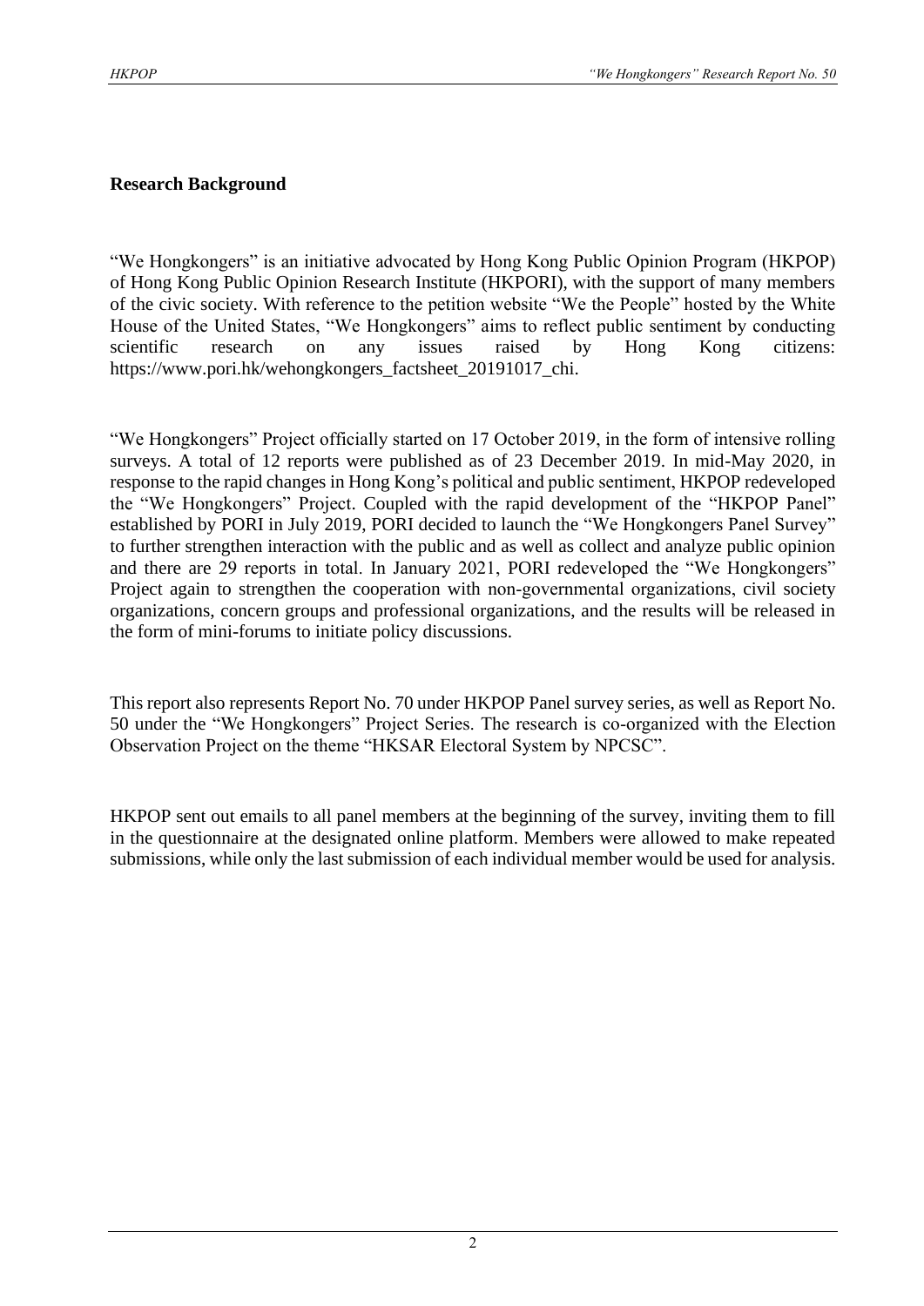## Research Background

"We Hongkongers" is an initiative advocated by Hong Kong Public Opinion Program (HKPOP) of Hong Kong Public Opinion Research Institute (HKPORI), with the support of many members of the civic society. With reference to the petition website "We the People" hosted by the White House of the United States, "We Hongkongers" aims to reflect public sentiment by conducting scientific research on any issues raised by Hong Kong citizens: https://www.pori.hk/wehongkongers_factsheet_20191017_chi.

"We Hongkongers" Project officially started on 17 October 2019, in the form of intensive rolling surveys. A total of 12 reports were published as of 23 December 2019. In mid-May 2020, in response to the rapid changes in Hong Kong's political and public sentiment, HKPOP redeveloped the "We Hongkongers" Project. Coupled with the rapid development of the "HKPOP Panel" established by PORI in July 2019, PORI decided to launch the "We Hongkongers Panel Survey" to further strengthen interaction with the public and as well as collect and analyze public opinion and there are 29 reports in total. In January 2021, PORI redeveloped the "We Hongkongers" Project again to strengthen the cooperation with non-governmental organizations, civil society organizations, concern groups and professional organizations, and the results will be released in the form of mini-forums to initiate policy discussions.

This report also represents Report No. 70 under HKPOP Panel survey series, as well as Report No. 50 under the "We Hongkongers" Project Series. The research is co-organized with the Election Observation Project on the theme "HKSAR Electoral System by NPCSC".

HKPOP sent out emails to all panel members at the beginning of the survey, inviting them to fill in the questionnaire at the designated online platform. Members were allowed to make repeated submissions, while only the last submission of each individual member would be used for analysis.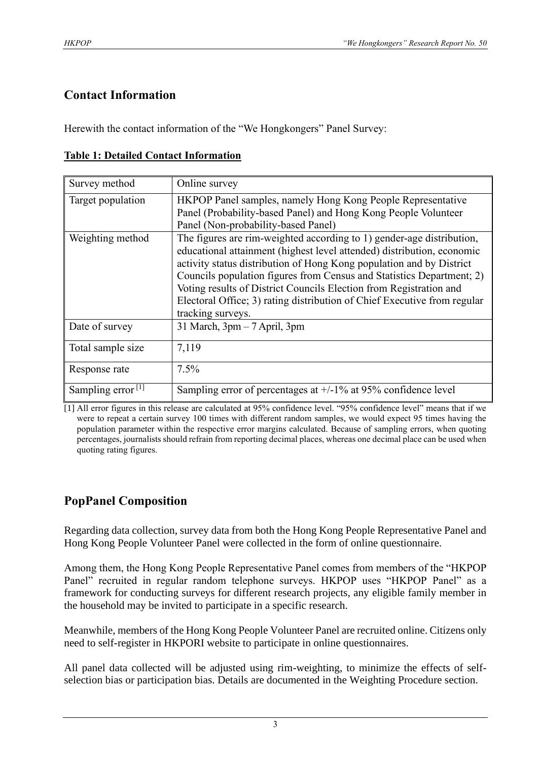## Contact Information

Herewith the contact information of the "We Hongkongers" Panel Survey:

**Table 1: Detailed Contact Information**

| | |
|---|---|
| Survey method | Online survey |
| Target population | HKPOP Panel samples, namely Hong Kong People Representative Panel (Probability-based Panel) and Hong Kong People Volunteer Panel (Non-probability-based Panel) |
| Weighting method | The figures are rim-weighted according to 1) gender-age distribution, educational attainment (highest level attended) distribution, economic activity status distribution of Hong Kong population and by District Councils population figures from Census and Statistics Department; 2) Voting results of District Councils Election from Registration and Electoral Office; 3) rating distribution of Chief Executive from regular tracking surveys. |
| Date of survey | 31 March, 3pm – 7 April, 3pm |
| Total sample size | 7,119 |
| Response rate | 7.5% |
| Sampling error [1] | Sampling error of percentages at +/-1% at 95% confidence level |

[1] All error figures in this release are calculated at 95% confidence level. "95% confidence level" means that if we were to repeat a certain survey 100 times with different random samples, we would expect 95 times having the population parameter within the respective error margins calculated. Because of sampling errors, when quoting percentages, journalists should refrain from reporting decimal places, whereas one decimal place can be used when quoting rating figures.

## PopPanel Composition

Regarding data collection, survey data from both the Hong Kong People Representative Panel and Hong Kong People Volunteer Panel were collected in the form of online questionnaire.

Among them, the Hong Kong People Representative Panel comes from members of the "HKPOP Panel" recruited in regular random telephone surveys. HKPOP uses "HKPOP Panel" as a framework for conducting surveys for different research projects, any eligible family member in the household may be invited to participate in a specific research.

Meanwhile, members of the Hong Kong People Volunteer Panel are recruited online. Citizens only need to self-register in HKPORI website to participate in online questionnaires.

All panel data collected will be adjusted using rim-weighting, to minimize the effects of self-selection bias or participation bias. Details are documented in the Weighting Procedure section.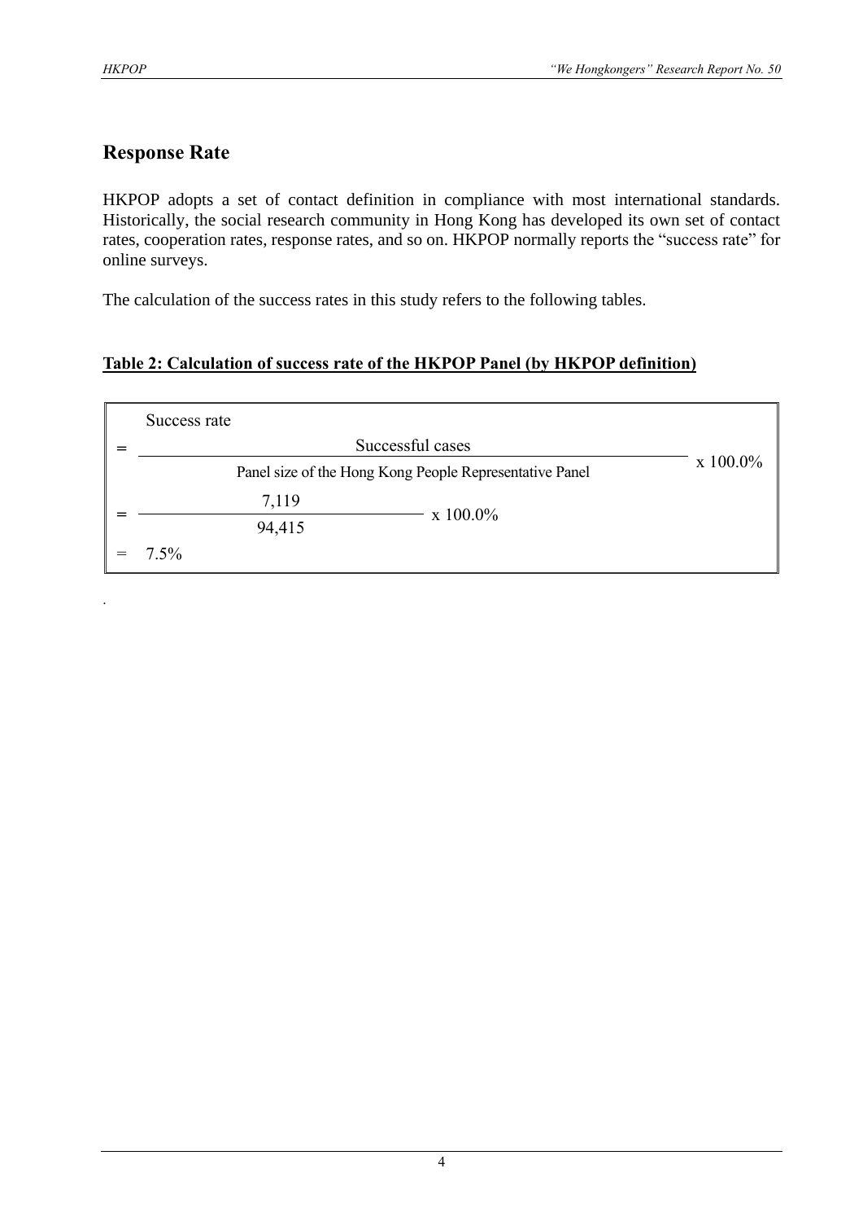## Response Rate

HKPOP adopts a set of contact definition in compliance with most international standards. Historically, the social research community in Hong Kong has developed its own set of contact rates, cooperation rates, response rates, and so on. HKPOP normally reports the "success rate" for online surveys.

The calculation of the success rates in this study refers to the following tables.

**Table 2: Calculation of success rate of the HKPOP Panel (by HKPOP definition)**

$$\text{Success rate} = \frac{\text{Successful cases}}{\text{Panel size of the Hong Kong People Representative Panel}} \times 100.0\%$$

$$= \frac{7{,}119}{94{,}415} \times 100.0\%$$

$$= 7.5\%$$

.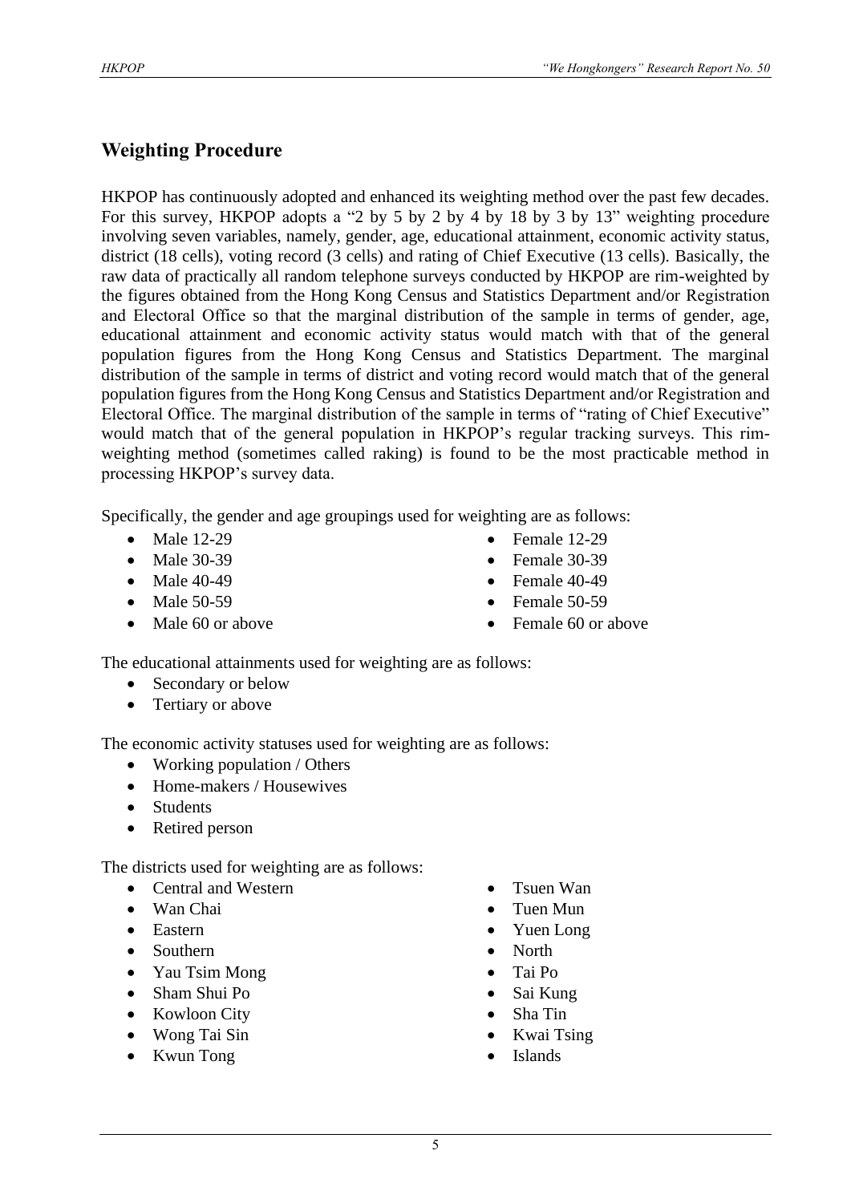## Weighting Procedure

HKPOP has continuously adopted and enhanced its weighting method over the past few decades. For this survey, HKPOP adopts a "2 by 5 by 2 by 4 by 18 by 3 by 13" weighting procedure involving seven variables, namely, gender, age, educational attainment, economic activity status, district (18 cells), voting record (3 cells) and rating of Chief Executive (13 cells). Basically, the raw data of practically all random telephone surveys conducted by HKPOP are rim-weighted by the figures obtained from the Hong Kong Census and Statistics Department and/or Registration and Electoral Office so that the marginal distribution of the sample in terms of gender, age, educational attainment and economic activity status would match with that of the general population figures from the Hong Kong Census and Statistics Department. The marginal distribution of the sample in terms of district and voting record would match that of the general population figures from the Hong Kong Census and Statistics Department and/or Registration and Electoral Office. The marginal distribution of the sample in terms of "rating of Chief Executive" would match that of the general population in HKPOP's regular tracking surveys. This rim-weighting method (sometimes called raking) is found to be the most practicable method in processing HKPOP's survey data.

Specifically, the gender and age groupings used for weighting are as follows:

- Male 12-29
- Male 30-39
- Male 40-49
- Male 50-59
- Male 60 or above
- Female 12-29
- Female 30-39
- Female 40-49
- Female 50-59
- Female 60 or above

The educational attainments used for weighting are as follows:

- Secondary or below
- Tertiary or above

The economic activity statuses used for weighting are as follows:

- Working population / Others
- Home-makers / Housewives
- Students
- Retired person

The districts used for weighting are as follows:

- Central and Western
- Wan Chai
- Eastern
- Southern
- Yau Tsim Mong
- Sham Shui Po
- Kowloon City
- Wong Tai Sin
- Kwun Tong
- Tsuen Wan
- Tuen Mun
- Yuen Long
- North
- Tai Po
- Sai Kung
- Sha Tin
- Kwai Tsing
- Islands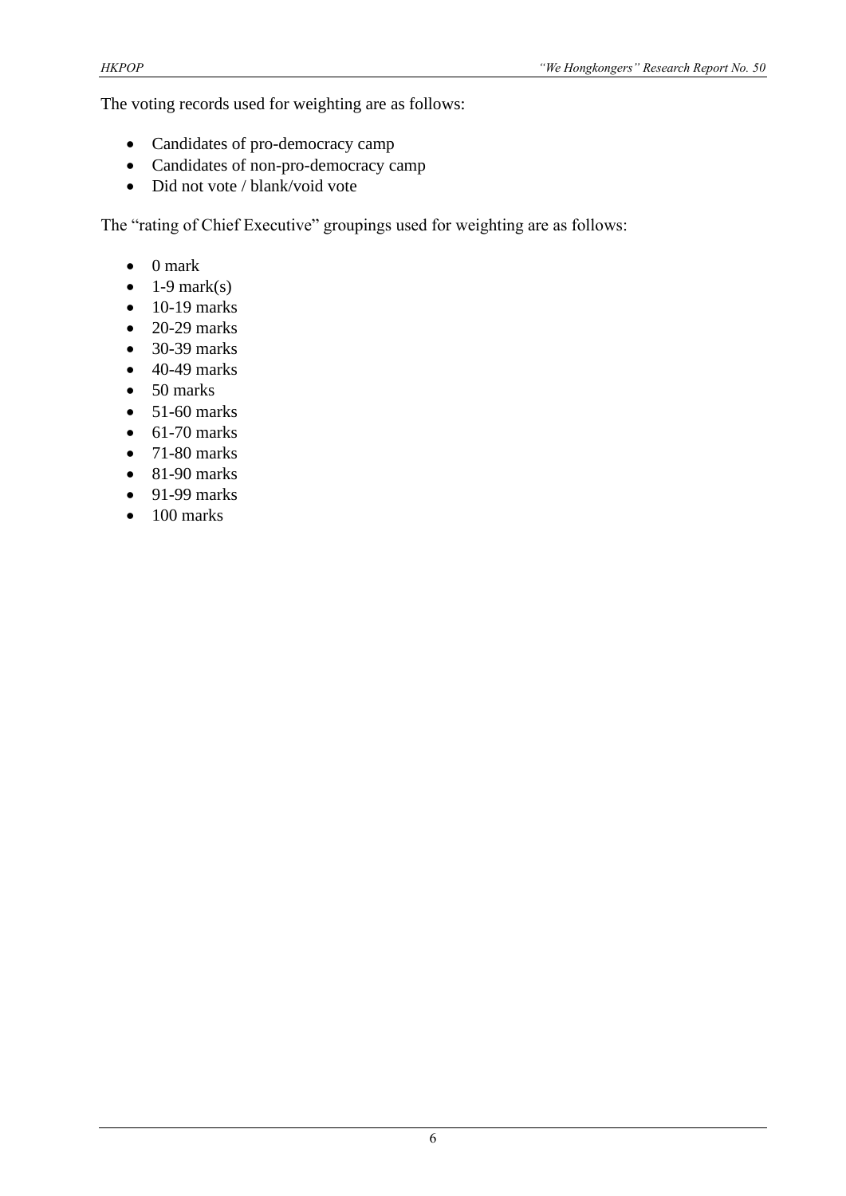The voting records used for weighting are as follows:

- Candidates of pro-democracy camp
- Candidates of non-pro-democracy camp
- Did not vote / blank/void vote

The "rating of Chief Executive" groupings used for weighting are as follows:

- 0 mark
- 1-9 mark(s)
- 10-19 marks
- 20-29 marks
- 30-39 marks
- 40-49 marks
- 50 marks
- 51-60 marks
- 61-70 marks
- 71-80 marks
- 81-90 marks
- 91-99 marks
- 100 marks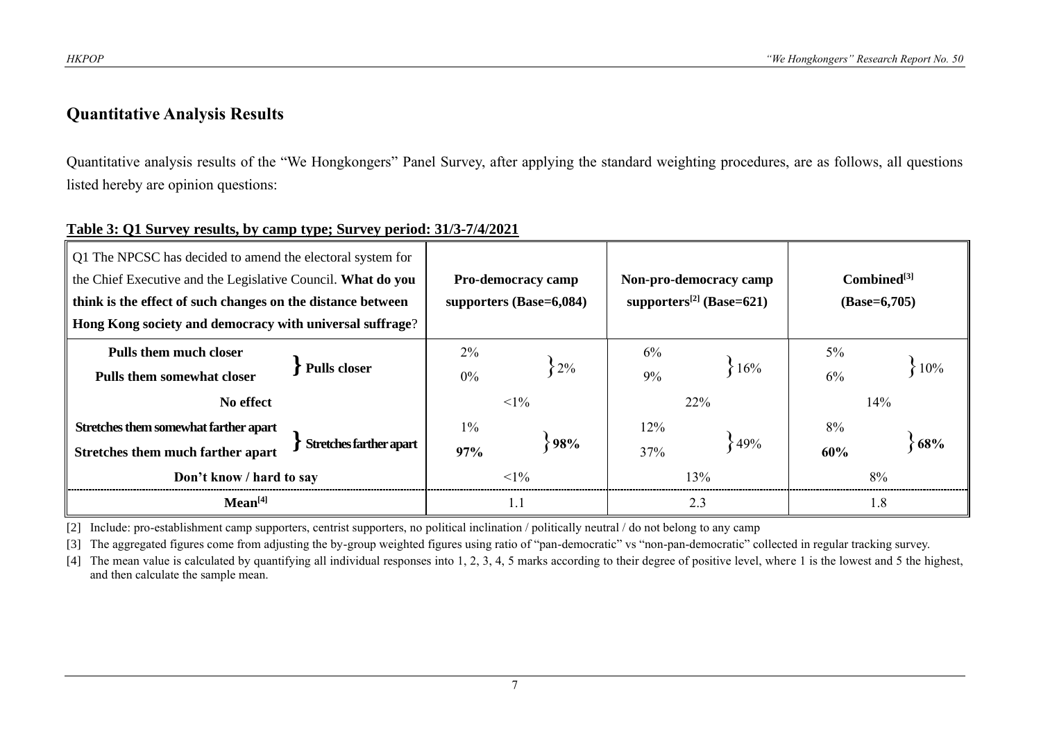## Quantitative Analysis Results

Quantitative analysis results of the "We Hongkongers" Panel Survey, after applying the standard weighting procedures, are as follows, all questions listed hereby are opinion questions:

**Table 3: Q1 Survey results, by camp type; Survey period: 31/3-7/4/2021**

| Q1 The NPCSC has decided to amend the electoral system for the Chief Executive and the Legislative Council. **What do you think is the effect of such changes on the distance between Hong Kong society and democracy with universal suffrage**? | | Pro-democracy camp supporters (Base=6,084) | | Non-pro-democracy camp supporters[2] (Base=621) | | Combined[3] (Base=6,705) | |
|---|---|---|---|---|---|---|---|
| **Pulls them much closer** | **Pulls closer** | 2% | 2% | 6% | 16% | 5% | 10% |
| **Pulls them somewhat closer** | | 0% | | 9% | | 6% | |
| **No effect** | | <1% | | 22% | | 14% | |
| **Stretches them somewhat farther apart** | **Stretches farther apart** | 1% | **98%** | 12% | 49% | 8% | **68%** |
| **Stretches them much farther apart** | | **97%** | | 37% | | **60%** | |
| **Don't know / hard to say** | | <1% | | 13% | | 8% | |
| **Mean[4]** | | 1.1 | | 2.3 | | 1.8 | |

[2] Include: pro-establishment camp supporters, centrist supporters, no political inclination / politically neutral / do not belong to any camp

[3] The aggregated figures come from adjusting the by-group weighted figures using ratio of "pan-democratic" vs "non-pan-democratic" collected in regular tracking survey.

[4] The mean value is calculated by quantifying all individual responses into 1, 2, 3, 4, 5 marks according to their degree of positive level, where 1 is the lowest and 5 the highest, and then calculate the sample mean.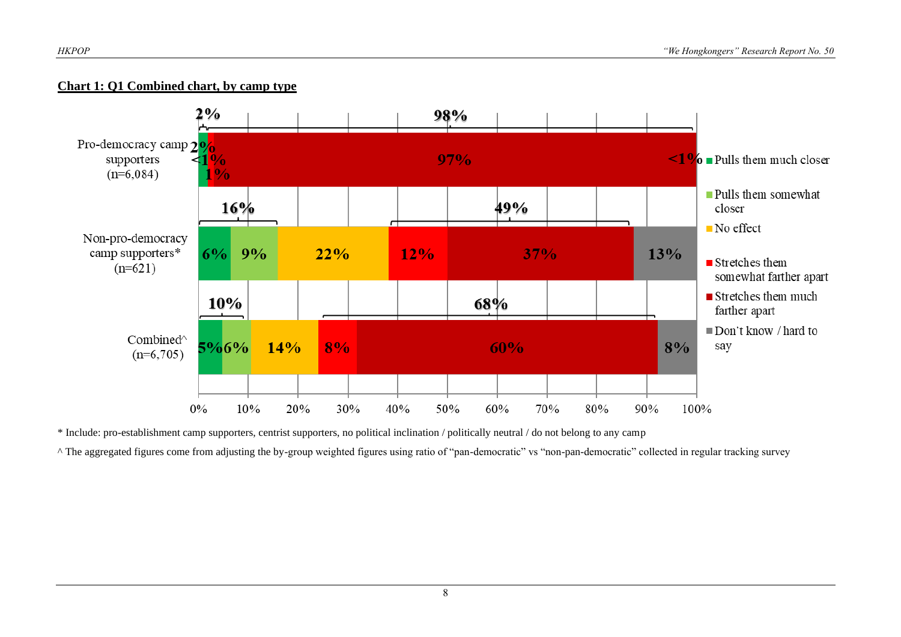**Chart 1: Q1 Combined chart, by camp type**

| | Pulls them much closer | Pulls them somewhat closer | No effect | Stretches them somewhat farther apart | Stretches them much farther apart | Don't know / hard to say |
|---|---|---|---|---|---|---|
| Pro-democracy camp supporters (n=6,084) | 2% | <1% | 1% | | 97% | <1% |
| Non-pro-democracy camp supporters* (n=621) | 6% | 9% | 22% | 12% | 37% | 13% |
| Combined^ (n=6,705) | 5% | 6% | 14% | 8% | 60% | 8% |

Pro-democracy camp supporters: 2% (closer); 98% (farther apart)

Non-pro-democracy camp supporters: 16% (closer); 49% (farther apart)

Combined: 10% (closer); 68% (farther apart)

\* Include: pro-establishment camp supporters, centrist supporters, no political inclination / politically neutral / do not belong to any camp

^ The aggregated figures come from adjusting the by-group weighted figures using ratio of "pan-democratic" vs "non-pan-democratic" collected in regular tracking survey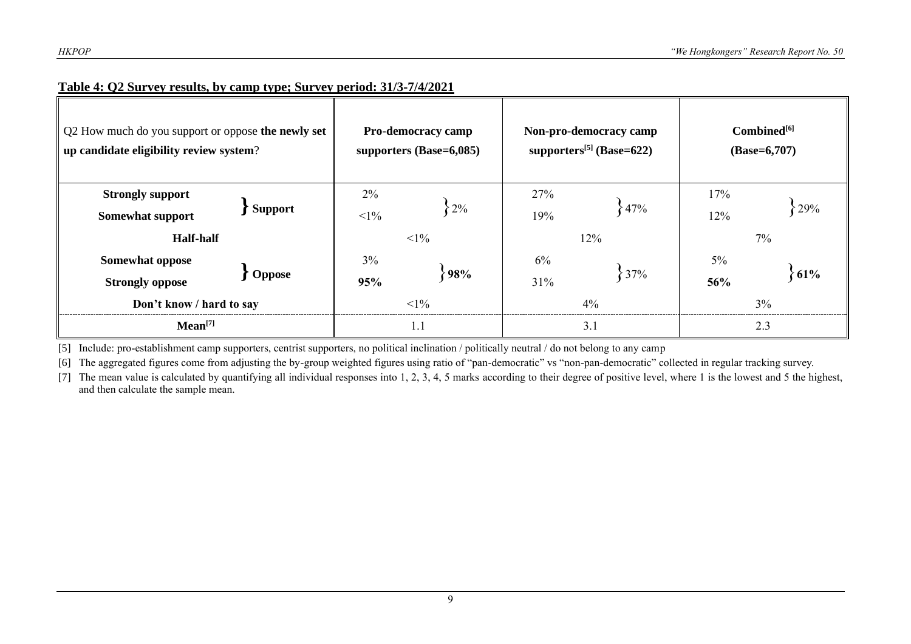**Table 4: Q2 Survey results, by camp type; Survey period: 31/3-7/4/2021**

| Q2 How much do you support or oppose **the newly set up candidate eligibility review system**? | | Pro-democracy camp supporters (Base=6,085) | | Non-pro-democracy camp supporters[5] (Base=622) | | Combined[6] (Base=6,707) | |
|---|---|---|---|---|---|---|---|
| **Strongly support** | **Support** | 2% | 2% | 27% | 47% | 17% | 29% |
| **Somewhat support** | | <1% | | 19% | | 12% | |
| **Half-half** | | <1% | | 12% | | 7% | |
| **Somewhat oppose** | **Oppose** | 3% | **98%** | 6% | 37% | 5% | **61%** |
| **Strongly oppose** | | **95%** | | 31% | | **56%** | |
| **Don't know / hard to say** | | <1% | | 4% | | 3% | |
| **Mean**[7] | | 1.1 | | 3.1 | | 2.3 | |

[5] Include: pro-establishment camp supporters, centrist supporters, no political inclination / politically neutral / do not belong to any camp

[6] The aggregated figures come from adjusting the by-group weighted figures using ratio of "pan-democratic" vs "non-pan-democratic" collected in regular tracking survey.

[7] The mean value is calculated by quantifying all individual responses into 1, 2, 3, 4, 5 marks according to their degree of positive level, where 1 is the lowest and 5 the highest, and then calculate the sample mean.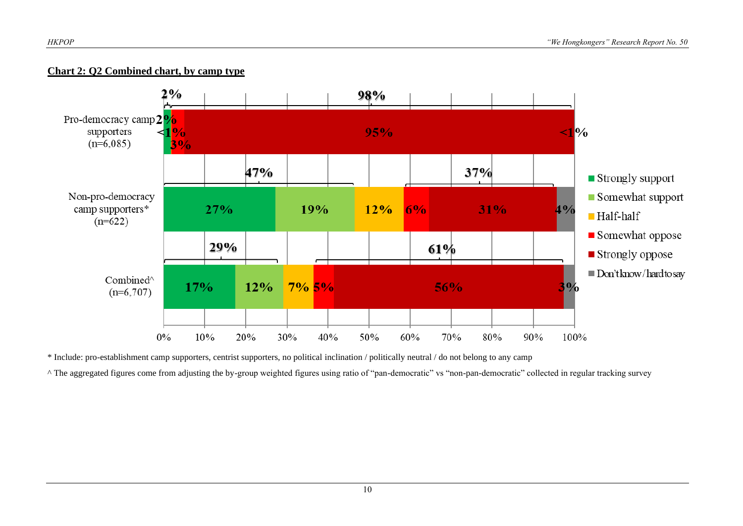**Chart 2: Q2 Combined chart, by camp type**

| | Strongly support | Somewhat support | Half-half | Somewhat oppose | Strongly oppose | Don't know / hard to say |
|---|---|---|---|---|---|---|
| Pro-democracy camp supporters (n=6,085) | 2% | <1% | | 3% | 95% | <1% |
| Non-pro-democracy camp supporters* (n=622) | 27% | 19% | 12% | 6% | 31% | 4% |
| Combined^ (n=6,707) | 17% | 12% | 7% | 5% | 56% | 3% |

Pro-democracy camp supporters: support 2%; oppose 98%
Non-pro-democracy camp supporters: support 47%; oppose 37%
Combined: support 29%; oppose 61%

\* Include: pro-establishment camp supporters, centrist supporters, no political inclination / politically neutral / do not belong to any camp

^ The aggregated figures come from adjusting the by-group weighted figures using ratio of "pan-democratic" vs "non-pan-democratic" collected in regular tracking survey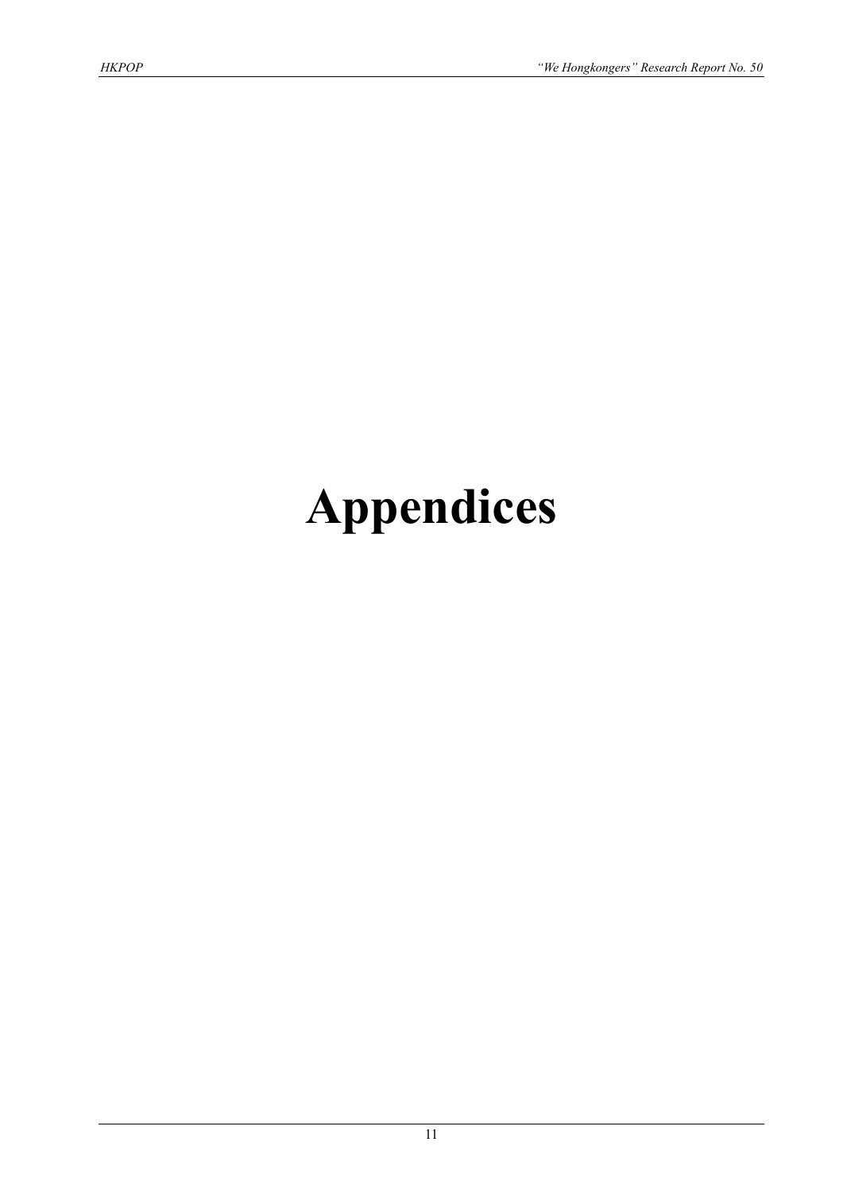# Appendices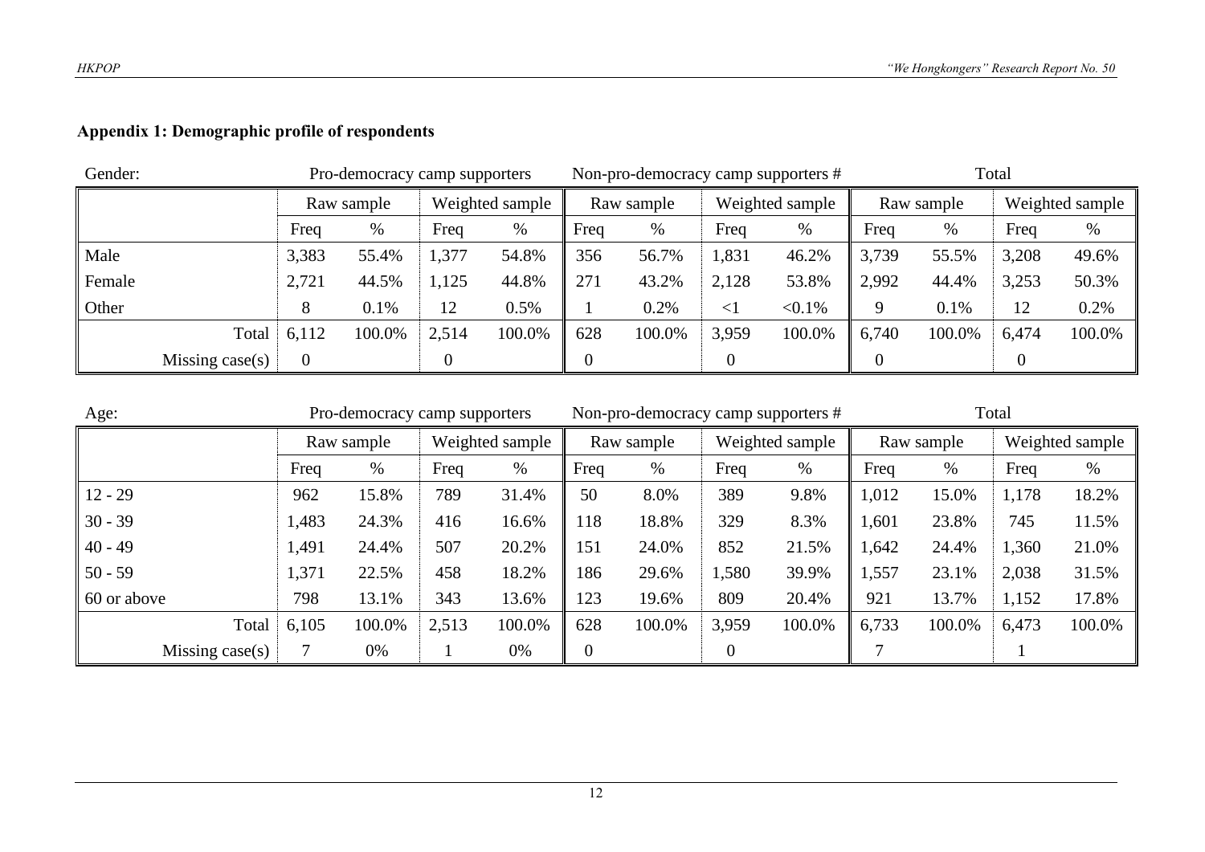## Appendix 1: Demographic profile of respondents

| Gender: | Pro-democracy camp supporters | | | | Non-pro-democracy camp supporters # | | | | Total | | | |
|---|---|---|---|---|---|---|---|---|---|---|---|---|
| | Raw sample | | Weighted sample | | Raw sample | | Weighted sample | | Raw sample | | Weighted sample | |
| | Freq | % | Freq | % | Freq | % | Freq | % | Freq | % | Freq | % |
| Male | 3,383 | 55.4% | 1,377 | 54.8% | 356 | 56.7% | 1,831 | 46.2% | 3,739 | 55.5% | 3,208 | 49.6% |
| Female | 2,721 | 44.5% | 1,125 | 44.8% | 271 | 43.2% | 2,128 | 53.8% | 2,992 | 44.4% | 3,253 | 50.3% |
| Other | 8 | 0.1% | 12 | 0.5% | 1 | 0.2% | <1 | <0.1% | 9 | 0.1% | 12 | 0.2% |
| Total | 6,112 | 100.0% | 2,514 | 100.0% | 628 | 100.0% | 3,959 | 100.0% | 6,740 | 100.0% | 6,474 | 100.0% |
| Missing case(s) | 0 | | 0 | | 0 | | 0 | | 0 | | 0 | |

| Age: | Pro-democracy camp supporters | | | | Non-pro-democracy camp supporters # | | | | Total | | | |
|---|---|---|---|---|---|---|---|---|---|---|---|---|
| | Raw sample | | Weighted sample | | Raw sample | | Weighted sample | | Raw sample | | Weighted sample | |
| | Freq | % | Freq | % | Freq | % | Freq | % | Freq | % | Freq | % |
| 12 - 29 | 962 | 15.8% | 789 | 31.4% | 50 | 8.0% | 389 | 9.8% | 1,012 | 15.0% | 1,178 | 18.2% |
| 30 - 39 | 1,483 | 24.3% | 416 | 16.6% | 118 | 18.8% | 329 | 8.3% | 1,601 | 23.8% | 745 | 11.5% |
| 40 - 49 | 1,491 | 24.4% | 507 | 20.2% | 151 | 24.0% | 852 | 21.5% | 1,642 | 24.4% | 1,360 | 21.0% |
| 50 - 59 | 1,371 | 22.5% | 458 | 18.2% | 186 | 29.6% | 1,580 | 39.9% | 1,557 | 23.1% | 2,038 | 31.5% |
| 60 or above | 798 | 13.1% | 343 | 13.6% | 123 | 19.6% | 809 | 20.4% | 921 | 13.7% | 1,152 | 17.8% |
| Total | 6,105 | 100.0% | 2,513 | 100.0% | 628 | 100.0% | 3,959 | 100.0% | 6,733 | 100.0% | 6,473 | 100.0% |
| Missing case(s) | 7 | 0% | 1 | 0% | 0 | | 0 | | 7 | | 1 | |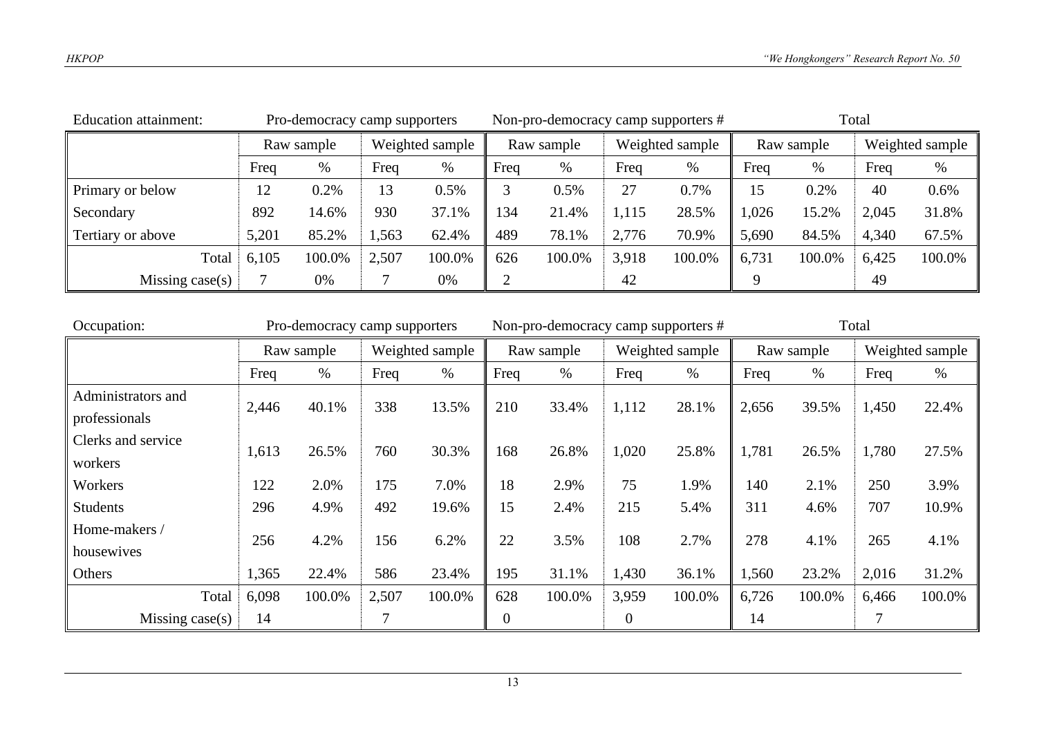Education attainment:

| | Pro-democracy camp supporters | | | | Non-pro-democracy camp supporters # | | | | Total | | | |
|---|---|---|---|---|---|---|---|---|---|---|---|---|
| | Raw sample | | Weighted sample | | Raw sample | | Weighted sample | | Raw sample | | Weighted sample | |
| | Freq | % | Freq | % | Freq | % | Freq | % | Freq | % | Freq | % |
| Primary or below | 12 | 0.2% | 13 | 0.5% | 3 | 0.5% | 27 | 0.7% | 15 | 0.2% | 40 | 0.6% |
| Secondary | 892 | 14.6% | 930 | 37.1% | 134 | 21.4% | 1,115 | 28.5% | 1,026 | 15.2% | 2,045 | 31.8% |
| Tertiary or above | 5,201 | 85.2% | 1,563 | 62.4% | 489 | 78.1% | 2,776 | 70.9% | 5,690 | 84.5% | 4,340 | 67.5% |
| Total | 6,105 | 100.0% | 2,507 | 100.0% | 626 | 100.0% | 3,918 | 100.0% | 6,731 | 100.0% | 6,425 | 100.0% |
| Missing case(s) | 7 | 0% | 7 | 0% | 2 | | 42 | | 9 | | 49 | |

Occupation:

| | Pro-democracy camp supporters | | | | Non-pro-democracy camp supporters # | | | | Total | | | |
|---|---|---|---|---|---|---|---|---|---|---|---|---|
| | Raw sample | | Weighted sample | | Raw sample | | Weighted sample | | Raw sample | | Weighted sample | |
| | Freq | % | Freq | % | Freq | % | Freq | % | Freq | % | Freq | % |
| Administrators and professionals | 2,446 | 40.1% | 338 | 13.5% | 210 | 33.4% | 1,112 | 28.1% | 2,656 | 39.5% | 1,450 | 22.4% |
| Clerks and service workers | 1,613 | 26.5% | 760 | 30.3% | 168 | 26.8% | 1,020 | 25.8% | 1,781 | 26.5% | 1,780 | 27.5% |
| Workers | 122 | 2.0% | 175 | 7.0% | 18 | 2.9% | 75 | 1.9% | 140 | 2.1% | 250 | 3.9% |
| Students | 296 | 4.9% | 492 | 19.6% | 15 | 2.4% | 215 | 5.4% | 311 | 4.6% | 707 | 10.9% |
| Home-makers / housewives | 256 | 4.2% | 156 | 6.2% | 22 | 3.5% | 108 | 2.7% | 278 | 4.1% | 265 | 4.1% |
| Others | 1,365 | 22.4% | 586 | 23.4% | 195 | 31.1% | 1,430 | 36.1% | 1,560 | 23.2% | 2,016 | 31.2% |
| Total | 6,098 | 100.0% | 2,507 | 100.0% | 628 | 100.0% | 3,959 | 100.0% | 6,726 | 100.0% | 6,466 | 100.0% |
| Missing case(s) | 14 | | 7 | | 0 | | 0 | | 14 | | 7 | |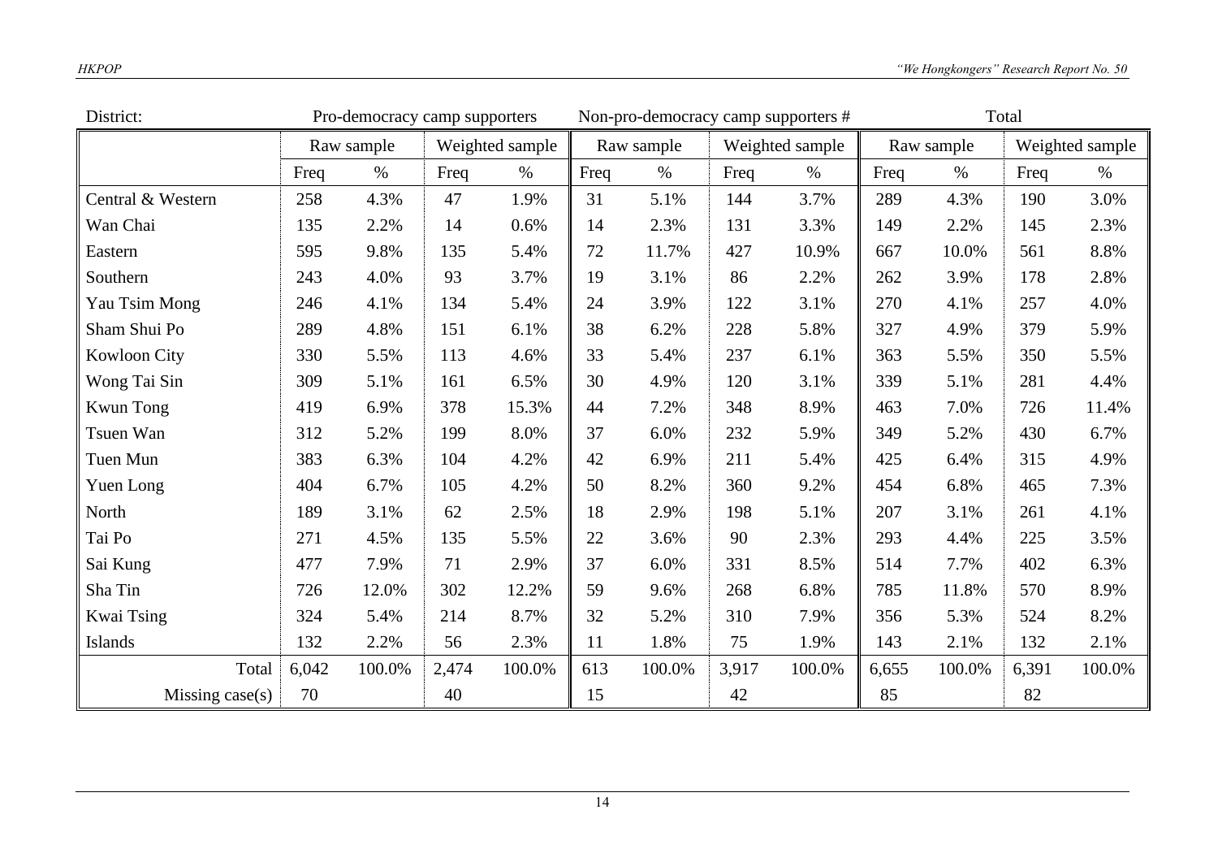| District: | Pro-democracy camp supporters | | | | Non-pro-democracy camp supporters # | | | | Total | | | |
|---|---|---|---|---|---|---|---|---|---|---|---|---|
| | Raw sample | | Weighted sample | | Raw sample | | Weighted sample | | Raw sample | | Weighted sample | |
| | Freq | % | Freq | % | Freq | % | Freq | % | Freq | % | Freq | % |
| Central & Western | 258 | 4.3% | 47 | 1.9% | 31 | 5.1% | 144 | 3.7% | 289 | 4.3% | 190 | 3.0% |
| Wan Chai | 135 | 2.2% | 14 | 0.6% | 14 | 2.3% | 131 | 3.3% | 149 | 2.2% | 145 | 2.3% |
| Eastern | 595 | 9.8% | 135 | 5.4% | 72 | 11.7% | 427 | 10.9% | 667 | 10.0% | 561 | 8.8% |
| Southern | 243 | 4.0% | 93 | 3.7% | 19 | 3.1% | 86 | 2.2% | 262 | 3.9% | 178 | 2.8% |
| Yau Tsim Mong | 246 | 4.1% | 134 | 5.4% | 24 | 3.9% | 122 | 3.1% | 270 | 4.1% | 257 | 4.0% |
| Sham Shui Po | 289 | 4.8% | 151 | 6.1% | 38 | 6.2% | 228 | 5.8% | 327 | 4.9% | 379 | 5.9% |
| Kowloon City | 330 | 5.5% | 113 | 4.6% | 33 | 5.4% | 237 | 6.1% | 363 | 5.5% | 350 | 5.5% |
| Wong Tai Sin | 309 | 5.1% | 161 | 6.5% | 30 | 4.9% | 120 | 3.1% | 339 | 5.1% | 281 | 4.4% |
| Kwun Tong | 419 | 6.9% | 378 | 15.3% | 44 | 7.2% | 348 | 8.9% | 463 | 7.0% | 726 | 11.4% |
| Tsuen Wan | 312 | 5.2% | 199 | 8.0% | 37 | 6.0% | 232 | 5.9% | 349 | 5.2% | 430 | 6.7% |
| Tuen Mun | 383 | 6.3% | 104 | 4.2% | 42 | 6.9% | 211 | 5.4% | 425 | 6.4% | 315 | 4.9% |
| Yuen Long | 404 | 6.7% | 105 | 4.2% | 50 | 8.2% | 360 | 9.2% | 454 | 6.8% | 465 | 7.3% |
| North | 189 | 3.1% | 62 | 2.5% | 18 | 2.9% | 198 | 5.1% | 207 | 3.1% | 261 | 4.1% |
| Tai Po | 271 | 4.5% | 135 | 5.5% | 22 | 3.6% | 90 | 2.3% | 293 | 4.4% | 225 | 3.5% |
| Sai Kung | 477 | 7.9% | 71 | 2.9% | 37 | 6.0% | 331 | 8.5% | 514 | 7.7% | 402 | 6.3% |
| Sha Tin | 726 | 12.0% | 302 | 12.2% | 59 | 9.6% | 268 | 6.8% | 785 | 11.8% | 570 | 8.9% |
| Kwai Tsing | 324 | 5.4% | 214 | 8.7% | 32 | 5.2% | 310 | 7.9% | 356 | 5.3% | 524 | 8.2% |
| Islands | 132 | 2.2% | 56 | 2.3% | 11 | 1.8% | 75 | 1.9% | 143 | 2.1% | 132 | 2.1% |
| Total | 6,042 | 100.0% | 2,474 | 100.0% | 613 | 100.0% | 3,917 | 100.0% | 6,655 | 100.0% | 6,391 | 100.0% |
| Missing case(s) | 70 | | 40 | | 15 | | 42 | | 85 | | 82 | |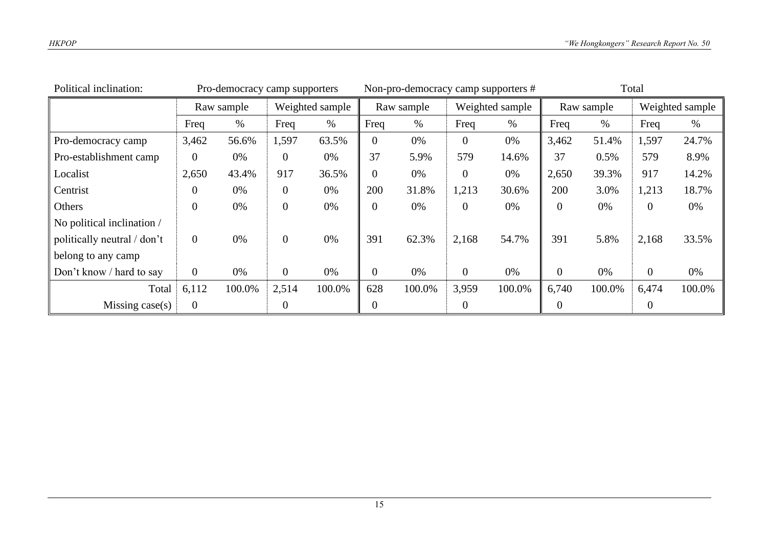| Political inclination: | Pro-democracy camp supporters | | | | Non-pro-democracy camp supporters # | | | | Total | | | |
|---|---|---|---|---|---|---|---|---|---|---|---|---|
| | Raw sample | | Weighted sample | | Raw sample | | Weighted sample | | Raw sample | | Weighted sample | |
| | Freq | % | Freq | % | Freq | % | Freq | % | Freq | % | Freq | % |
| Pro-democracy camp | 3,462 | 56.6% | 1,597 | 63.5% | 0 | 0% | 0 | 0% | 3,462 | 51.4% | 1,597 | 24.7% |
| Pro-establishment camp | 0 | 0% | 0 | 0% | 37 | 5.9% | 579 | 14.6% | 37 | 0.5% | 579 | 8.9% |
| Localist | 2,650 | 43.4% | 917 | 36.5% | 0 | 0% | 0 | 0% | 2,650 | 39.3% | 917 | 14.2% |
| Centrist | 0 | 0% | 0 | 0% | 200 | 31.8% | 1,213 | 30.6% | 200 | 3.0% | 1,213 | 18.7% |
| Others | 0 | 0% | 0 | 0% | 0 | 0% | 0 | 0% | 0 | 0% | 0 | 0% |
| No political inclination / politically neutral / don't belong to any camp | 0 | 0% | 0 | 0% | 391 | 62.3% | 2,168 | 54.7% | 391 | 5.8% | 2,168 | 33.5% |
| Don't know / hard to say | 0 | 0% | 0 | 0% | 0 | 0% | 0 | 0% | 0 | 0% | 0 | 0% |
| Total | 6,112 | 100.0% | 2,514 | 100.0% | 628 | 100.0% | 3,959 | 100.0% | 6,740 | 100.0% | 6,474 | 100.0% |
| Missing case(s) | 0 | | 0 | | 0 | | 0 | | 0 | | 0 | |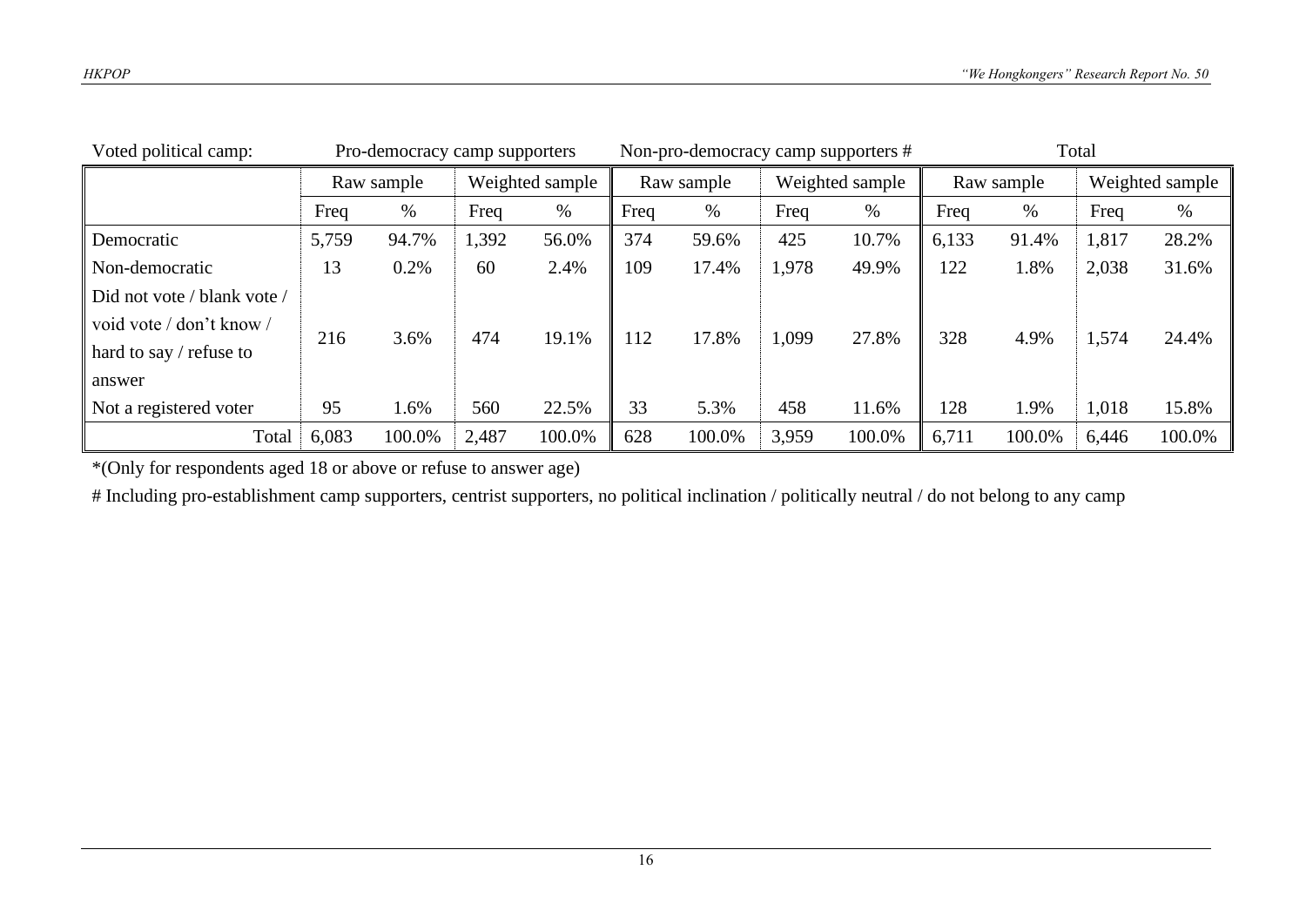| Voted political camp: | Pro-democracy camp supporters | | | | Non-pro-democracy camp supporters # | | | | Total | | | |
|---|---|---|---|---|---|---|---|---|---|---|---|---|
| | Raw sample | | Weighted sample | | Raw sample | | Weighted sample | | Raw sample | | Weighted sample | |
| | Freq | % | Freq | % | Freq | % | Freq | % | Freq | % | Freq | % |
| Democratic | 5,759 | 94.7% | 1,392 | 56.0% | 374 | 59.6% | 425 | 10.7% | 6,133 | 91.4% | 1,817 | 28.2% |
| Non-democratic | 13 | 0.2% | 60 | 2.4% | 109 | 17.4% | 1,978 | 49.9% | 122 | 1.8% | 2,038 | 31.6% |
| Did not vote / blank vote / void vote / don't know / hard to say / refuse to answer | 216 | 3.6% | 474 | 19.1% | 112 | 17.8% | 1,099 | 27.8% | 328 | 4.9% | 1,574 | 24.4% |
| Not a registered voter | 95 | 1.6% | 560 | 22.5% | 33 | 5.3% | 458 | 11.6% | 128 | 1.9% | 1,018 | 15.8% |
| Total | 6,083 | 100.0% | 2,487 | 100.0% | 628 | 100.0% | 3,959 | 100.0% | 6,711 | 100.0% | 6,446 | 100.0% |

*(Only for respondents aged 18 or above or refuse to answer age)

# Including pro-establishment camp supporters, centrist supporters, no political inclination / politically neutral / do not belong to any camp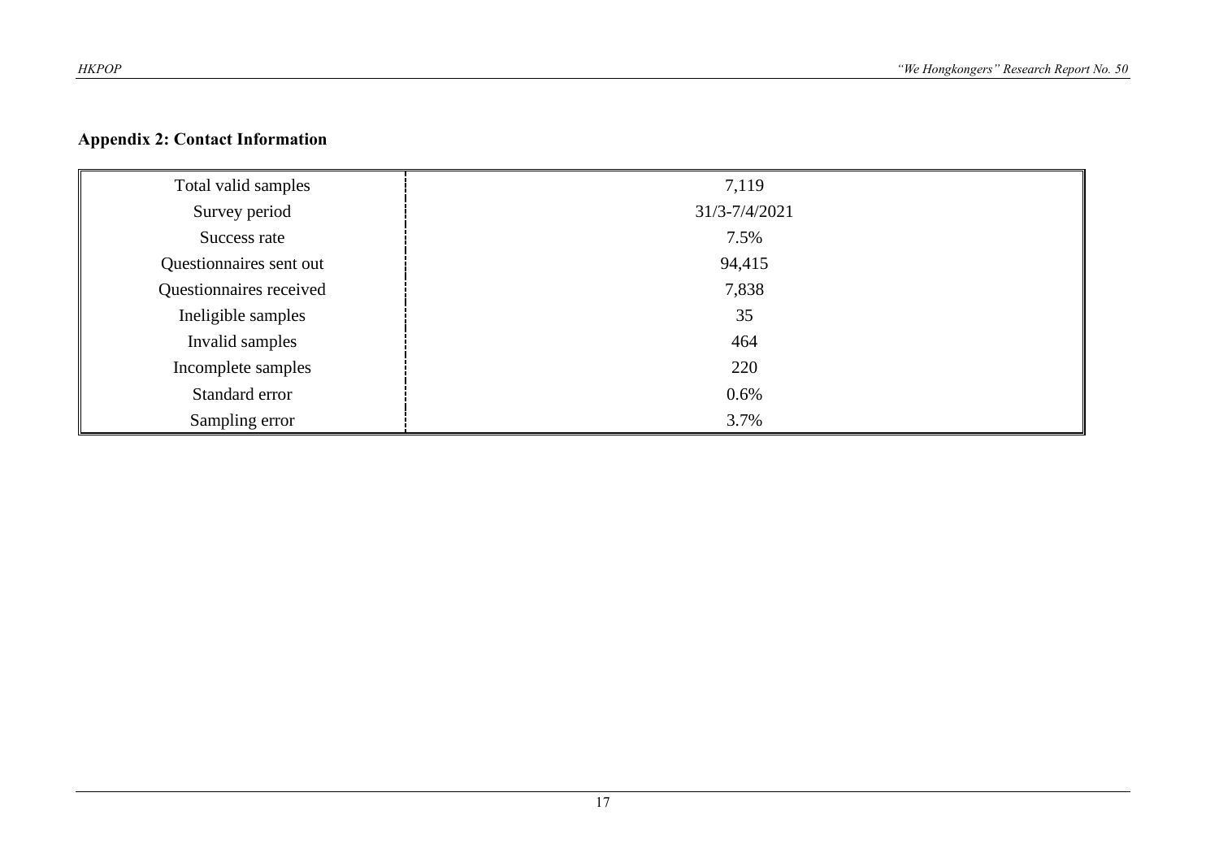## Appendix 2: Contact Information

| | |
|---|---|
| Total valid samples | 7,119 |
| Survey period | 31/3-7/4/2021 |
| Success rate | 7.5% |
| Questionnaires sent out | 94,415 |
| Questionnaires received | 7,838 |
| Ineligible samples | 35 |
| Invalid samples | 464 |
| Incomplete samples | 220 |
| Standard error | 0.6% |
| Sampling error | 3.7% |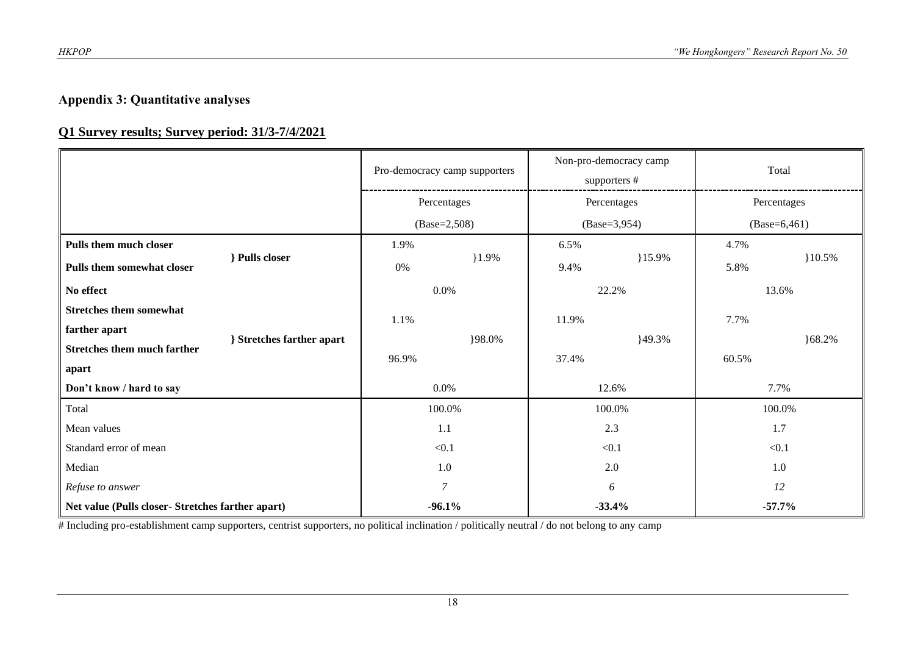## Appendix 3: Quantitative analyses

### Q1 Survey results; Survey period: 31/3-7/4/2021

| | | Pro-democracy camp supporters | | Non-pro-democracy camp supporters # | | Total | |
|---|---|---|---|---|---|---|---|
| | | Percentages (Base=2,508) | | Percentages (Base=3,954) | | Percentages (Base=6,461) | |
| **Pulls them much closer** | **} Pulls closer** | 1.9% | }1.9% | 6.5% | }15.9% | 4.7% | }10.5% |
| **Pulls them somewhat closer** | | 0% | | 9.4% | | 5.8% | |
| **No effect** | | 0.0% | | 22.2% | | 13.6% | |
| **Stretches them somewhat farther apart** | **} Stretches farther apart** | 1.1% | }98.0% | 11.9% | }49.3% | 7.7% | }68.2% |
| **Stretches them much farther apart** | | 96.9% | | 37.4% | | 60.5% | |
| **Don't know / hard to say** | | 0.0% | | 12.6% | | 7.7% | |
| Total | | 100.0% | | 100.0% | | 100.0% | |
| Mean values | | 1.1 | | 2.3 | | 1.7 | |
| Standard error of mean | | <0.1 | | <0.1 | | <0.1 | |
| Median | | 1.0 | | 2.0 | | 1.0 | |
| *Refuse to answer* | | *7* | | *6* | | *12* | |
| **Net value (Pulls closer- Stretches farther apart)** | | **-96.1%** | | **-33.4%** | | **-57.7%** | |

# Including pro-establishment camp supporters, centrist supporters, no political inclination / politically neutral / do not belong to any camp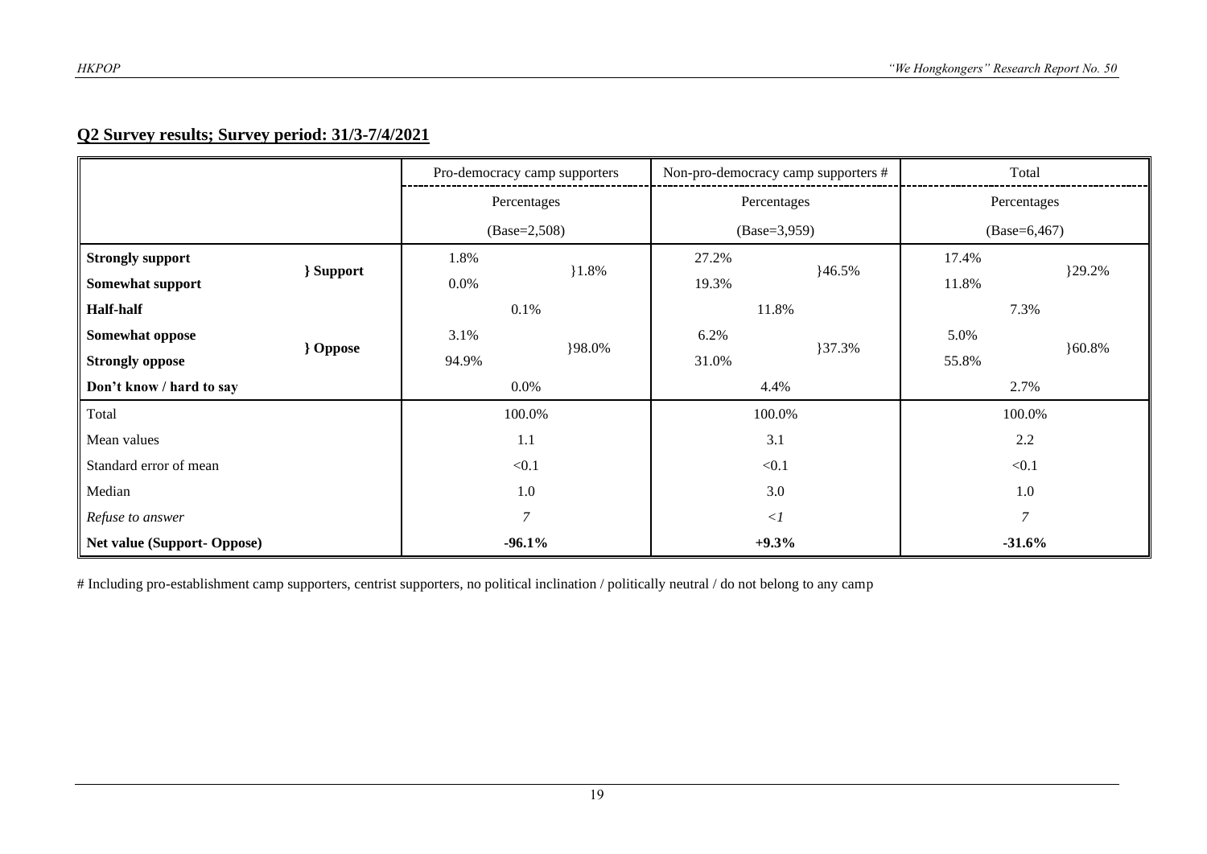## Q2 Survey results; Survey period: 31/3-7/4/2021

| | | Pro-democracy camp supporters | | Non-pro-democracy camp supporters # | | Total | |
|---|---|---|---|---|---|---|---|
| | | Percentages | | Percentages | | Percentages | |
| | | (Base=2,508) | | (Base=3,959) | | (Base=6,467) | |
| **Strongly support** | **} Support** | 1.8% | }1.8% | 27.2% | }46.5% | 17.4% | }29.2% |
| **Somewhat support** | | 0.0% | | 19.3% | | 11.8% | |
| **Half-half** | | 0.1% | | 11.8% | | 7.3% | |
| **Somewhat oppose** | **} Oppose** | 3.1% | }98.0% | 6.2% | }37.3% | 5.0% | }60.8% |
| **Strongly oppose** | | 94.9% | | 31.0% | | 55.8% | |
| **Don't know / hard to say** | | 0.0% | | 4.4% | | 2.7% | |
| Total | | 100.0% | | 100.0% | | 100.0% | |
| Mean values | | 1.1 | | 3.1 | | 2.2 | |
| Standard error of mean | | <0.1 | | <0.1 | | <0.1 | |
| Median | | 1.0 | | 3.0 | | 1.0 | |
| *Refuse to answer* | | *7* | | *<1* | | *7* | |
| **Net value (Support- Oppose)** | | **-96.1%** | | **+9.3%** | | **-31.6%** | |

# Including pro-establishment camp supporters, centrist supporters, no political inclination / politically neutral / do not belong to any camp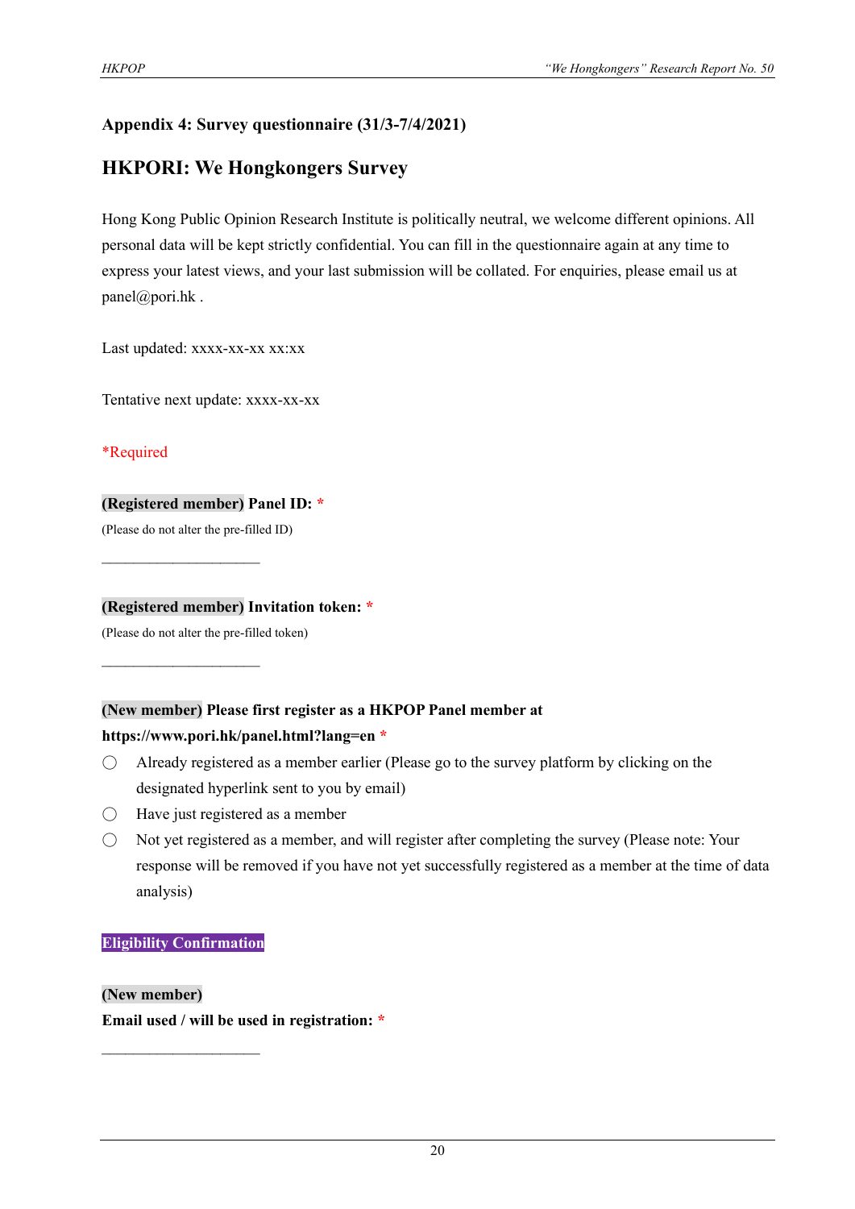## Appendix 4: Survey questionnaire (31/3-7/4/2021)

## HKPORI: We Hongkongers Survey

Hong Kong Public Opinion Research Institute is politically neutral, we welcome different opinions. All personal data will be kept strictly confidential. You can fill in the questionnaire again at any time to express your latest views, and your last submission will be collated. For enquiries, please email us at panel@pori.hk .

Last updated: xxxx-xx-xx xx:xx

Tentative next update: xxxx-xx-xx

*Required

**(Registered member) Panel ID: ***

(Please do not alter the pre-filled ID)

\_\_\_\_\_\_\_\_\_\_\_\_\_\_\_\_\_\_\_\_

**(Registered member) Invitation token: ***

(Please do not alter the pre-filled token)

\_\_\_\_\_\_\_\_\_\_\_\_\_\_\_\_\_\_\_\_

**(New member) Please first register as a HKPOP Panel member at https://www.pori.hk/panel.html?lang=en ***

- ◯ Already registered as a member earlier (Please go to the survey platform by clicking on the designated hyperlink sent to you by email)
- ◯ Have just registered as a member
- ◯ Not yet registered as a member, and will register after completing the survey (Please note: Your response will be removed if you have not yet successfully registered as a member at the time of data analysis)

**Eligibility Confirmation**

**(New member)**

**Email used / will be used in registration: ***

\_\_\_\_\_\_\_\_\_\_\_\_\_\_\_\_\_\_\_\_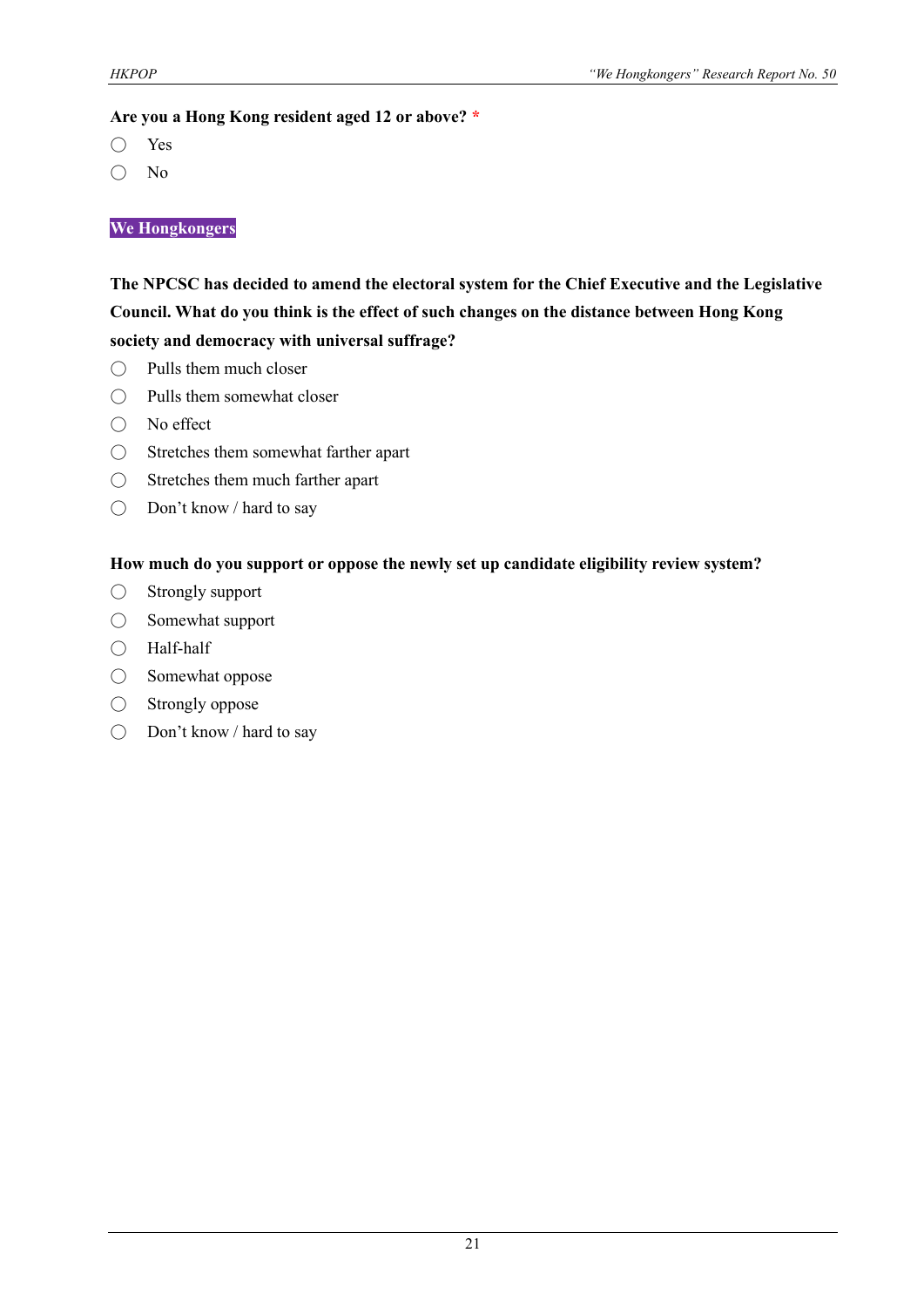**Are you a Hong Kong resident aged 12 or above?** *

- ◯ Yes
- ◯ No

**We Hongkongers**

**The NPCSC has decided to amend the electoral system for the Chief Executive and the Legislative Council. What do you think is the effect of such changes on the distance between Hong Kong society and democracy with universal suffrage?**

- ◯ Pulls them much closer
- ◯ Pulls them somewhat closer
- ◯ No effect
- ◯ Stretches them somewhat farther apart
- ◯ Stretches them much farther apart
- ◯ Don't know / hard to say

**How much do you support or oppose the newly set up candidate eligibility review system?**

- ◯ Strongly support
- ◯ Somewhat support
- ◯ Half-half
- ◯ Somewhat oppose
- ◯ Strongly oppose
- ◯ Don't know / hard to say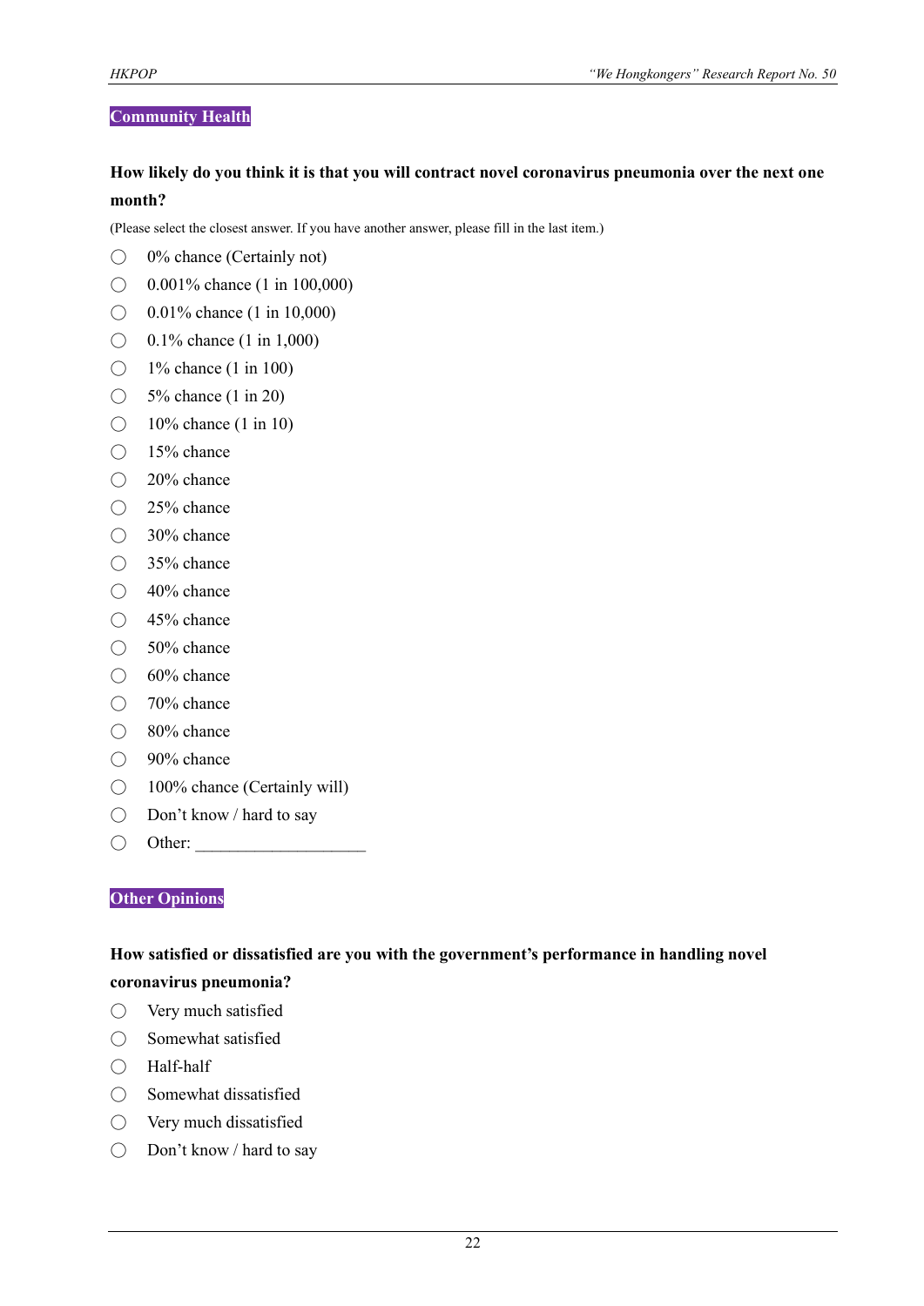## Community Health

**How likely do you think it is that you will contract novel coronavirus pneumonia over the next one month?**

(Please select the closest answer. If you have another answer, please fill in the last item.)

- ◯ 0% chance (Certainly not)
- ◯ 0.001% chance (1 in 100,000)
- ◯ 0.01% chance (1 in 10,000)
- ◯ 0.1% chance (1 in 1,000)
- ◯ 1% chance (1 in 100)
- ◯ 5% chance (1 in 20)
- ◯ 10% chance (1 in 10)
- ◯ 15% chance
- ◯ 20% chance
- ◯ 25% chance
- ◯ 30% chance
- ◯ 35% chance
- ◯ 40% chance
- ◯ 45% chance
- ◯ 50% chance
- ◯ 60% chance
- ◯ 70% chance
- ◯ 80% chance
- ◯ 90% chance
- ◯ 100% chance (Certainly will)
- ◯ Don't know / hard to say
- ◯ Other: ____________________

## Other Opinions

**How satisfied or dissatisfied are you with the government's performance in handling novel coronavirus pneumonia?**

- ◯ Very much satisfied
- ◯ Somewhat satisfied
- ◯ Half-half
- ◯ Somewhat dissatisfied
- ◯ Very much dissatisfied
- ◯ Don't know / hard to say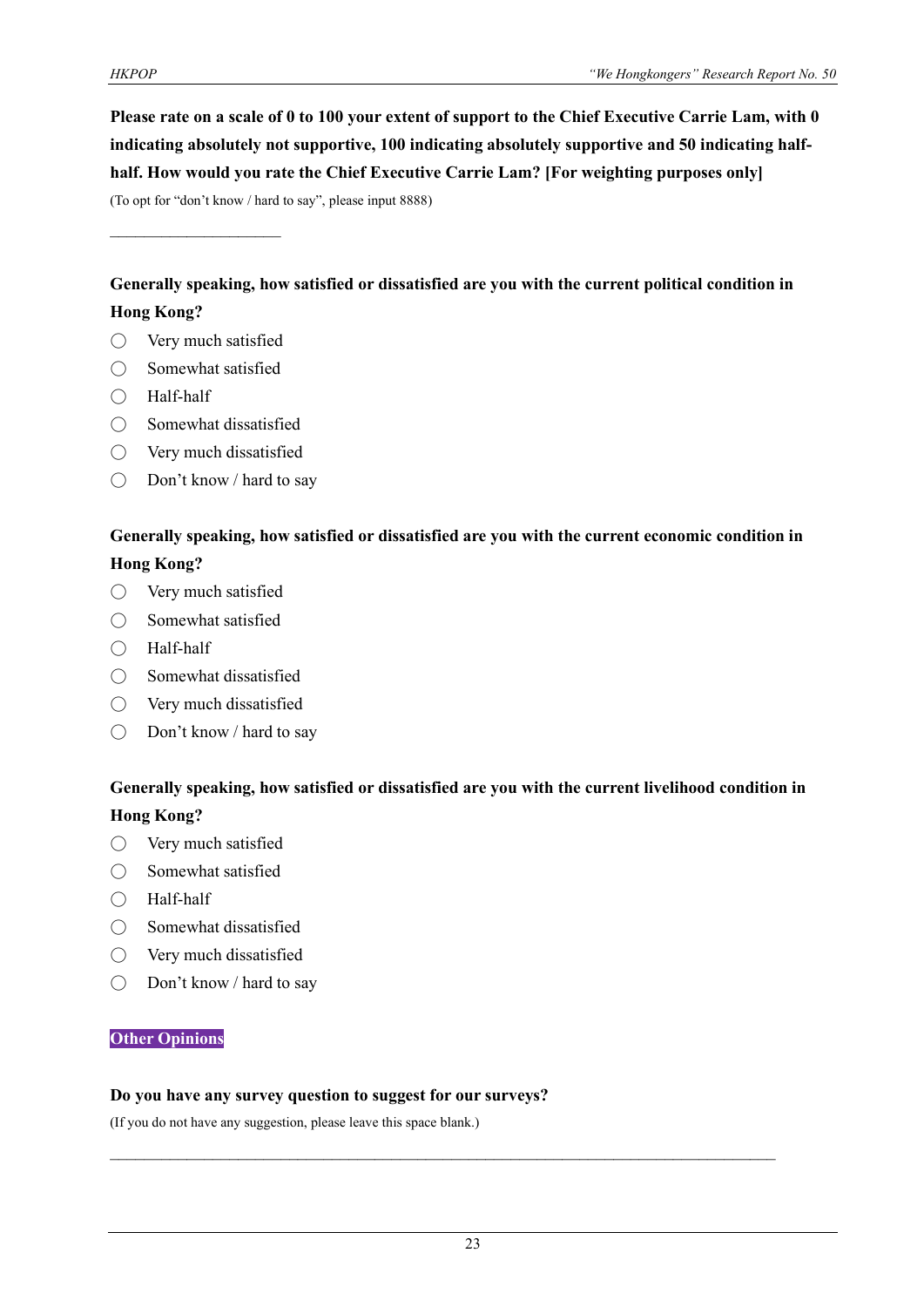**Please rate on a scale of 0 to 100 your extent of support to the Chief Executive Carrie Lam, with 0 indicating absolutely not supportive, 100 indicating absolutely supportive and 50 indicating half-half. How would you rate the Chief Executive Carrie Lam? [For weighting purposes only]**

(To opt for "don't know / hard to say", please input 8888)

\_\_\_\_\_\_\_\_\_\_\_\_\_\_\_\_\_\_\_\_\_\_

**Generally speaking, how satisfied or dissatisfied are you with the current political condition in Hong Kong?**

- ◯ Very much satisfied
- ◯ Somewhat satisfied
- ◯ Half-half
- ◯ Somewhat dissatisfied
- ◯ Very much dissatisfied
- ◯ Don't know / hard to say

**Generally speaking, how satisfied or dissatisfied are you with the current economic condition in Hong Kong?**

- ◯ Very much satisfied
- ◯ Somewhat satisfied
- ◯ Half-half
- ◯ Somewhat dissatisfied
- ◯ Very much dissatisfied
- ◯ Don't know / hard to say

**Generally speaking, how satisfied or dissatisfied are you with the current livelihood condition in Hong Kong?**

- ◯ Very much satisfied
- ◯ Somewhat satisfied
- ◯ Half-half
- ◯ Somewhat dissatisfied
- ◯ Very much dissatisfied
- ◯ Don't know / hard to say

**Other Opinions**

**Do you have any survey question to suggest for our surveys?**

(If you do not have any suggestion, please leave this space blank.)

\_\_\_\_\_\_\_\_\_\_\_\_\_\_\_\_\_\_\_\_\_\_\_\_\_\_\_\_\_\_\_\_\_\_\_\_\_\_\_\_\_\_\_\_\_\_\_\_\_\_\_\_\_\_\_\_\_\_\_\_\_\_\_\_\_\_\_\_\_\_\_\_\_\_\_\_\_\_\_\_\_\_\_\_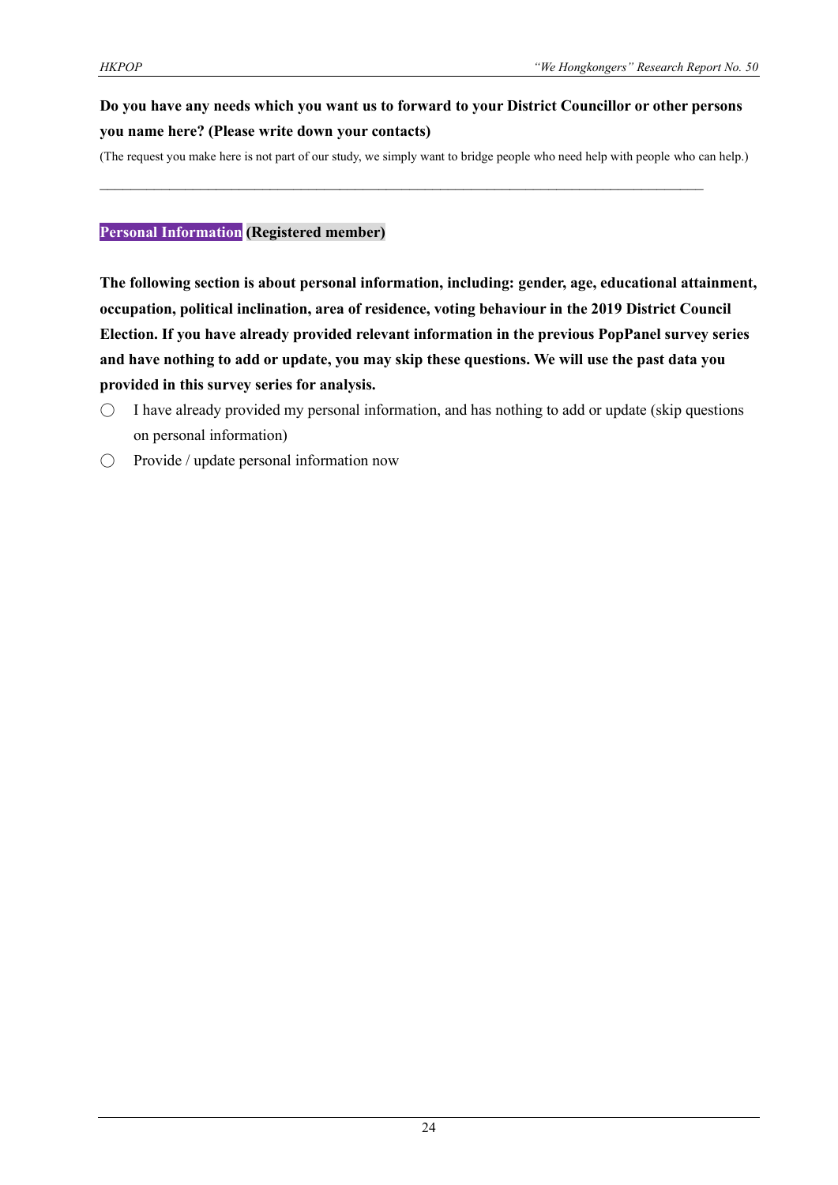**Do you have any needs which you want us to forward to your District Councillor or other persons you name here? (Please write down your contacts)**

(The request you make here is not part of our study, we simply want to bridge people who need help with people who can help.)

\_\_\_\_\_\_\_\_\_\_\_\_\_\_\_\_\_\_\_\_\_\_\_\_\_\_\_\_\_\_\_\_\_\_\_\_\_\_\_\_\_\_\_\_\_\_\_\_\_\_\_\_\_\_\_\_\_\_\_\_\_\_\_\_\_\_\_\_\_\_\_\_\_\_\_\_\_\_

**Personal Information (Registered member)**

**The following section is about personal information, including: gender, age, educational attainment, occupation, political inclination, area of residence, voting behaviour in the 2019 District Council Election. If you have already provided relevant information in the previous PopPanel survey series and have nothing to add or update, you may skip these questions. We will use the past data you provided in this survey series for analysis.**

- ◯ I have already provided my personal information, and has nothing to add or update (skip questions on personal information)
- ◯ Provide / update personal information now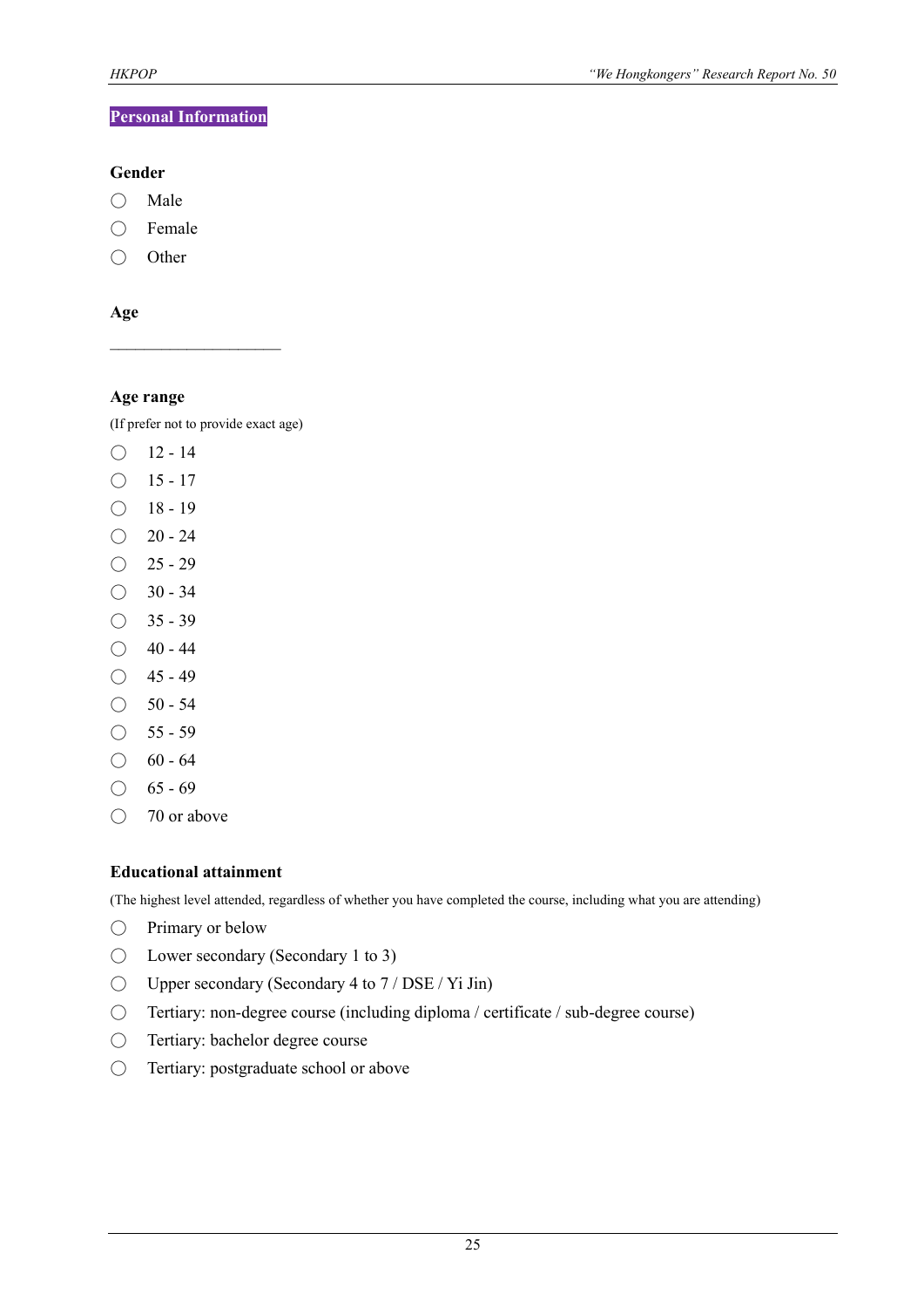## Personal Information

**Gender**

- ◯ Male
- ◯ Female
- ◯ Other

**Age**

\_\_\_\_\_\_\_\_\_\_\_\_\_\_\_\_\_\_\_\_\_\_

**Age range**

(If prefer not to provide exact age)

- ◯ 12 - 14
- ◯ 15 - 17
- ◯ 18 - 19
- ◯ 20 - 24
- ◯ 25 - 29
- ◯ 30 - 34
- ◯ 35 - 39
- ◯ 40 - 44
- ◯ 45 - 49
- ◯ 50 - 54
- ◯ 55 - 59
- ◯ 60 - 64
- ◯ 65 - 69
- ◯ 70 or above

**Educational attainment**

(The highest level attended, regardless of whether you have completed the course, including what you are attending)

- ◯ Primary or below
- ◯ Lower secondary (Secondary 1 to 3)
- ◯ Upper secondary (Secondary 4 to 7 / DSE / Yi Jin)
- ◯ Tertiary: non-degree course (including diploma / certificate / sub-degree course)
- ◯ Tertiary: bachelor degree course
- ◯ Tertiary: postgraduate school or above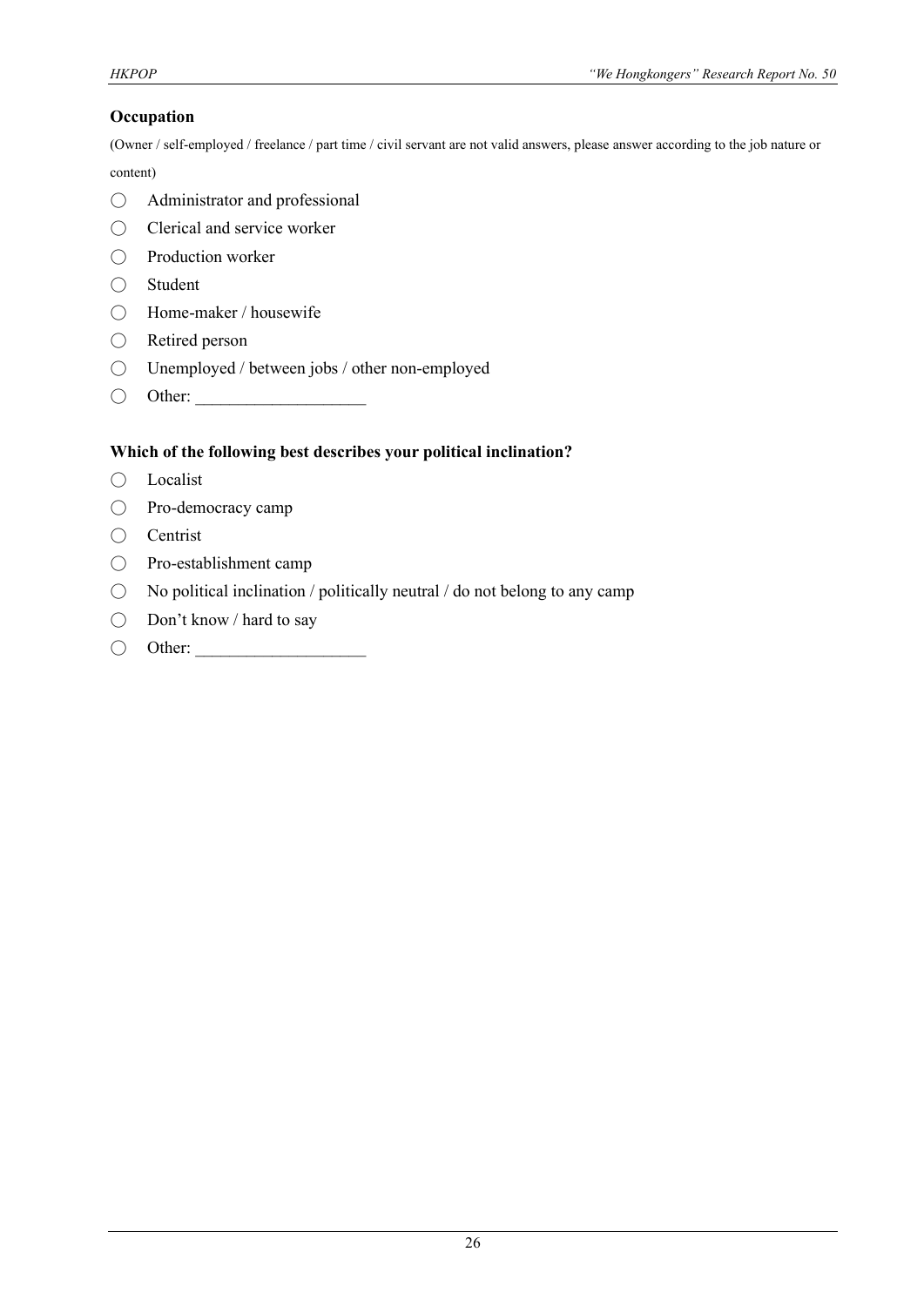**Occupation**

(Owner / self-employed / freelance / part time / civil servant are not valid answers, please answer according to the job nature or content)

- ◯ Administrator and professional
- ◯ Clerical and service worker
- ◯ Production worker
- ◯ Student
- ◯ Home-maker / housewife
- ◯ Retired person
- ◯ Unemployed / between jobs / other non-employed
- ◯ Other: ____________________

**Which of the following best describes your political inclination?**

- ◯ Localist
- ◯ Pro-democracy camp
- ◯ Centrist
- ◯ Pro-establishment camp
- ◯ No political inclination / politically neutral / do not belong to any camp
- ◯ Don't know / hard to say
- ◯ Other: ____________________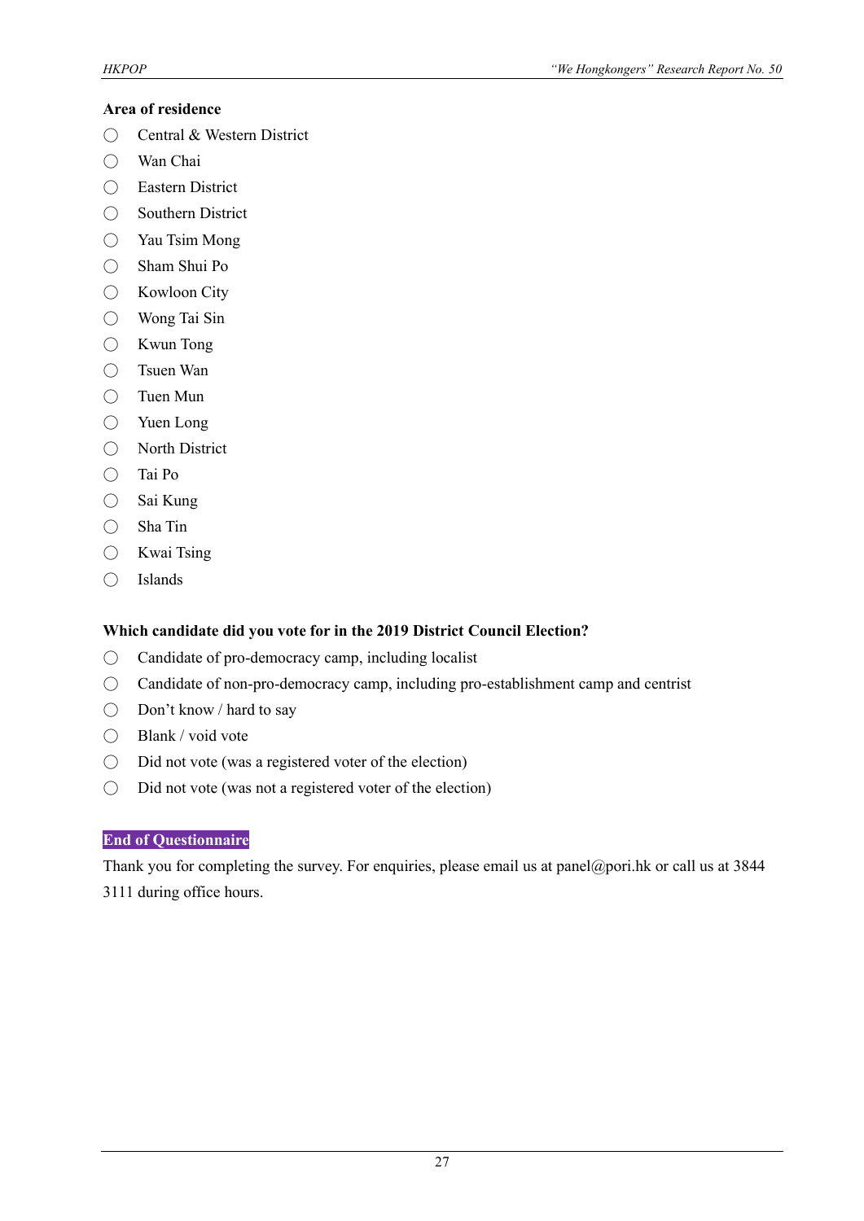**Area of residence**

- ◯ Central & Western District
- ◯ Wan Chai
- ◯ Eastern District
- ◯ Southern District
- ◯ Yau Tsim Mong
- ◯ Sham Shui Po
- ◯ Kowloon City
- ◯ Wong Tai Sin
- ◯ Kwun Tong
- ◯ Tsuen Wan
- ◯ Tuen Mun
- ◯ Yuen Long
- ◯ North District
- ◯ Tai Po
- ◯ Sai Kung
- ◯ Sha Tin
- ◯ Kwai Tsing
- ◯ Islands

**Which candidate did you vote for in the 2019 District Council Election?**

- ◯ Candidate of pro-democracy camp, including localist
- ◯ Candidate of non-pro-democracy camp, including pro-establishment camp and centrist
- ◯ Don't know / hard to say
- ◯ Blank / void vote
- ◯ Did not vote (was a registered voter of the election)
- ◯ Did not vote (was not a registered voter of the election)

**End of Questionnaire**

Thank you for completing the survey. For enquiries, please email us at panel@pori.hk or call us at 3844 3111 during office hours.